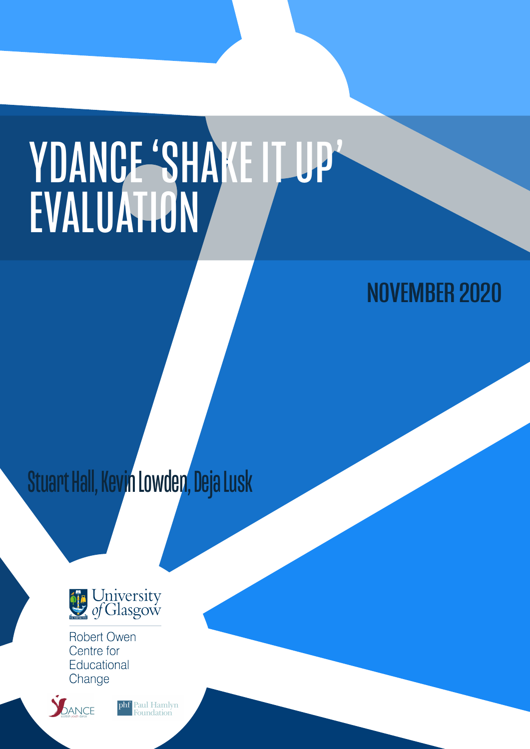# YDANCE 'SHAKE IT UP' EVALUATION

NOVEMBER 2020

Stuart Hall, Kevin Lowden, Deja Lusk

University of Glasgow

Robert Owen Centre for Educational Change

YDANCE scottish youth dance

phf Paul Hamlyn Foundation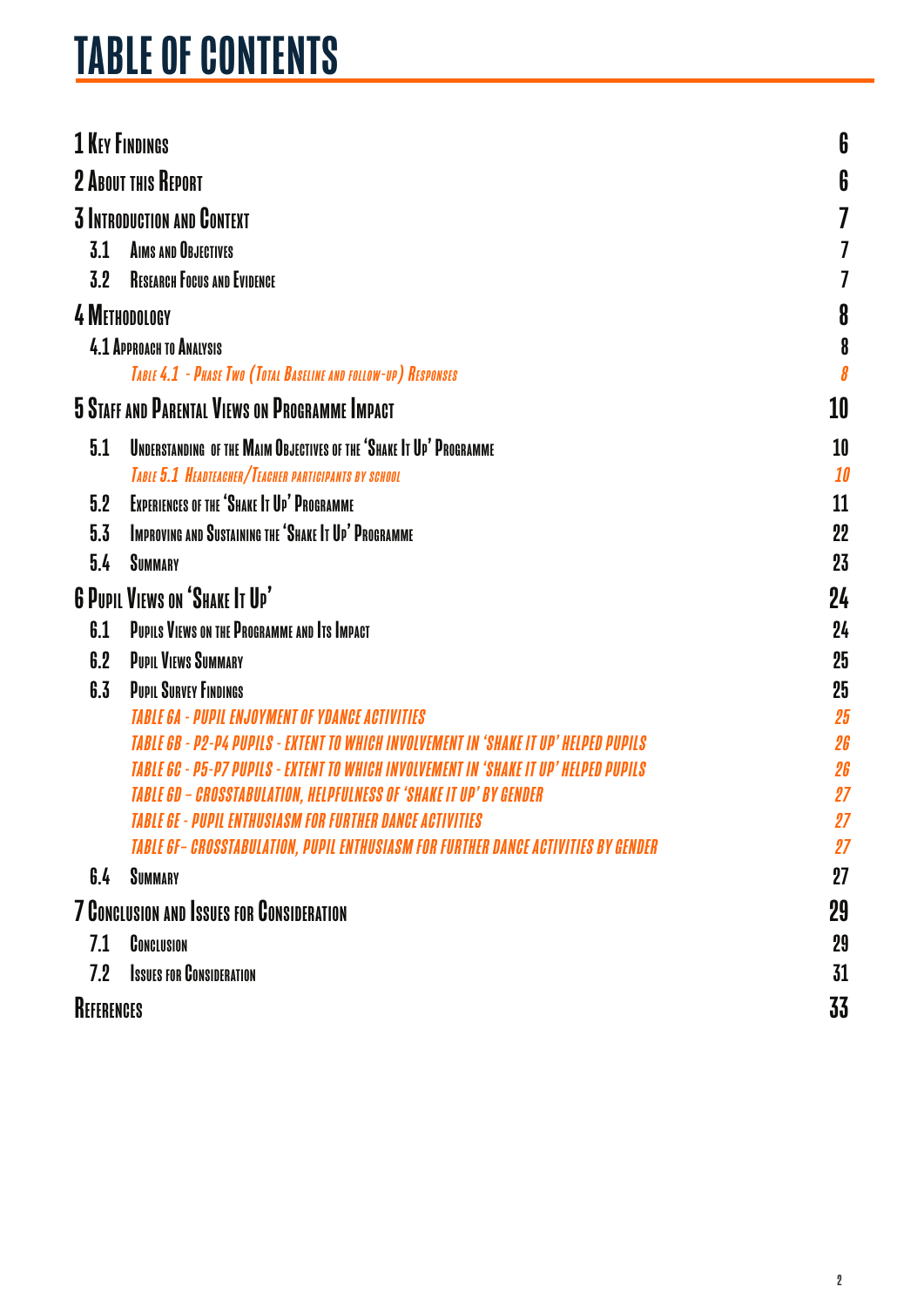# TABLE OF CONTENTS

| | |
|---|---|
| **1 Key Findings** | **6** |
| **2 About this Report** | **6** |
| **3 Introduction and Context** | **7** |
| 3.1 Aims and Objectives | 7 |
| 3.2 Research Focus and Evidence | 7 |
| **4 Methodology** | **8** |
| 4.1 Approach to Analysis | 8 |
| *Table 4.1 - Phase Two (Total Baseline and follow-up) Responses* | *8* |
| **5 Staff and Parental Views on Programme Impact** | **10** |
| 5.1 Understanding of the Maim Objectives of the 'Shake It Up' Programme | 10 |
| *Table 5.1 Headteacher/Teacher participants by school* | *10* |
| 5.2 Experiences of the 'Shake It Up' Programme | 11 |
| 5.3 Improving and Sustaining the 'Shake It Up' Programme | 22 |
| 5.4 Summary | 23 |
| **6 Pupil Views on 'Shake It Up'** | **24** |
| 6.1 Pupils Views on the Programme and Its Impact | 24 |
| 6.2 Pupil Views Summary | 25 |
| 6.3 Pupil Survey Findings | 25 |
| *Table 6A - Pupil enjoyment of YDance activities* | *25* |
| *Table 6B - P2-P4 pupils - Extent to which involvement in 'Shake It Up' helped pupils* | *26* |
| *Table 6C - P5-P7 pupils - Extent to which involvement in 'Shake It Up' helped pupils* | *26* |
| *Table 6D – Crosstabulation, Helpfulness of 'Shake It Up' by gender* | *27* |
| *Table 6E - Pupil enthusiasm for further dance activities* | *27* |
| *Table 6F– Crosstabulation, Pupil enthusiasm for further dance activities by gender* | *27* |
| 6.4 Summary | 27 |
| **7 Conclusion and Issues for Consideration** | **29** |
| 7.1 Conclusion | 29 |
| 7.2 Issues for Consideration | 31 |
| **References** | **33** |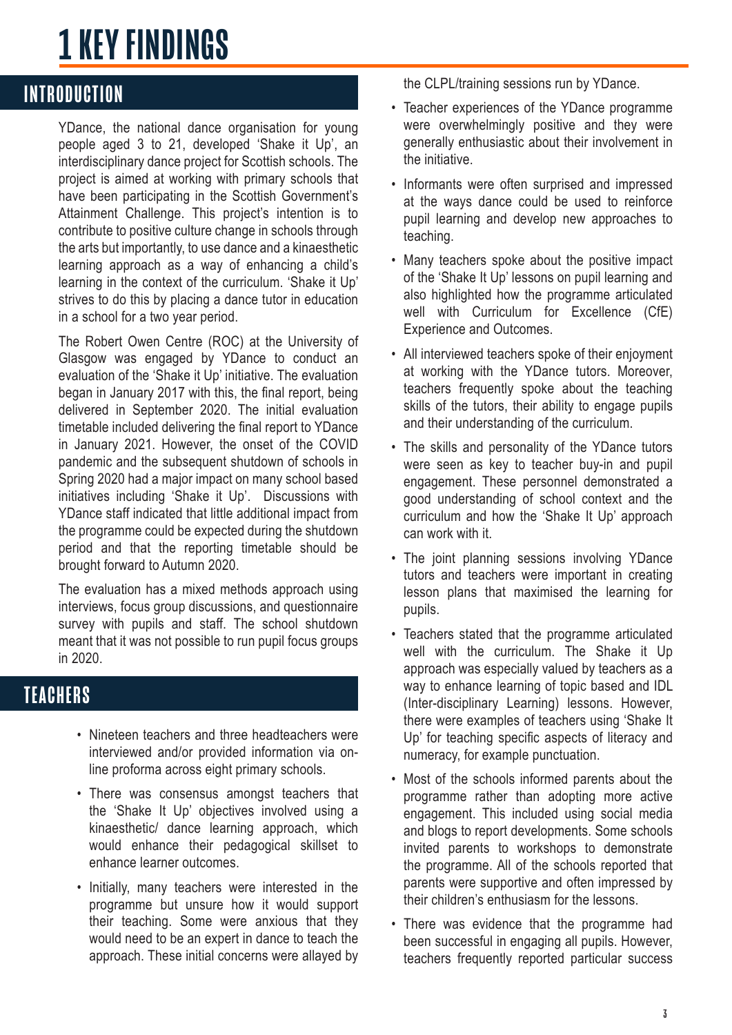# 1 KEY FINDINGS

## INTRODUCTION

YDance, the national dance organisation for young people aged 3 to 21, developed 'Shake it Up', an interdisciplinary dance project for Scottish schools. The project is aimed at working with primary schools that have been participating in the Scottish Government's Attainment Challenge. This project's intention is to contribute to positive culture change in schools through the arts but importantly, to use dance and a kinaesthetic learning approach as a way of enhancing a child's learning in the context of the curriculum. 'Shake it Up' strives to do this by placing a dance tutor in education in a school for a two year period.

The Robert Owen Centre (ROC) at the University of Glasgow was engaged by YDance to conduct an evaluation of the 'Shake it Up' initiative. The evaluation began in January 2017 with this, the final report, being delivered in September 2020. The initial evaluation timetable included delivering the final report to YDance in January 2021. However, the onset of the COVID pandemic and the subsequent shutdown of schools in Spring 2020 had a major impact on many school based initiatives including 'Shake it Up'. Discussions with YDance staff indicated that little additional impact from the programme could be expected during the shutdown period and that the reporting timetable should be brought forward to Autumn 2020.

The evaluation has a mixed methods approach using interviews, focus group discussions, and questionnaire survey with pupils and staff. The school shutdown meant that it was not possible to run pupil focus groups in 2020.

## TEACHERS

- Nineteen teachers and three headteachers were interviewed and/or provided information via on-line proforma across eight primary schools.
- There was consensus amongst teachers that the 'Shake It Up' objectives involved using a kinaesthetic/ dance learning approach, which would enhance their pedagogical skillset to enhance learner outcomes.
- Initially, many teachers were interested in the programme but unsure how it would support their teaching. Some were anxious that they would need to be an expert in dance to teach the approach. These initial concerns were allayed by the CLPL/training sessions run by YDance.
- Teacher experiences of the YDance programme were overwhelmingly positive and they were generally enthusiastic about their involvement in the initiative.
- Informants were often surprised and impressed at the ways dance could be used to reinforce pupil learning and develop new approaches to teaching.
- Many teachers spoke about the positive impact of the 'Shake It Up' lessons on pupil learning and also highlighted how the programme articulated well with Curriculum for Excellence (CfE) Experience and Outcomes.
- All interviewed teachers spoke of their enjoyment at working with the YDance tutors. Moreover, teachers frequently spoke about the teaching skills of the tutors, their ability to engage pupils and their understanding of the curriculum.
- The skills and personality of the YDance tutors were seen as key to teacher buy-in and pupil engagement. These personnel demonstrated a good understanding of school context and the curriculum and how the 'Shake It Up' approach can work with it.
- The joint planning sessions involving YDance tutors and teachers were important in creating lesson plans that maximised the learning for pupils.
- Teachers stated that the programme articulated well with the curriculum. The Shake it Up approach was especially valued by teachers as a way to enhance learning of topic based and IDL (Inter-disciplinary Learning) lessons. However, there were examples of teachers using 'Shake It Up' for teaching specific aspects of literacy and numeracy, for example punctuation.
- Most of the schools informed parents about the programme rather than adopting more active engagement. This included using social media and blogs to report developments. Some schools invited parents to workshops to demonstrate the programme. All of the schools reported that parents were supportive and often impressed by their children's enthusiasm for the lessons.
- There was evidence that the programme had been successful in engaging all pupils. However, teachers frequently reported particular success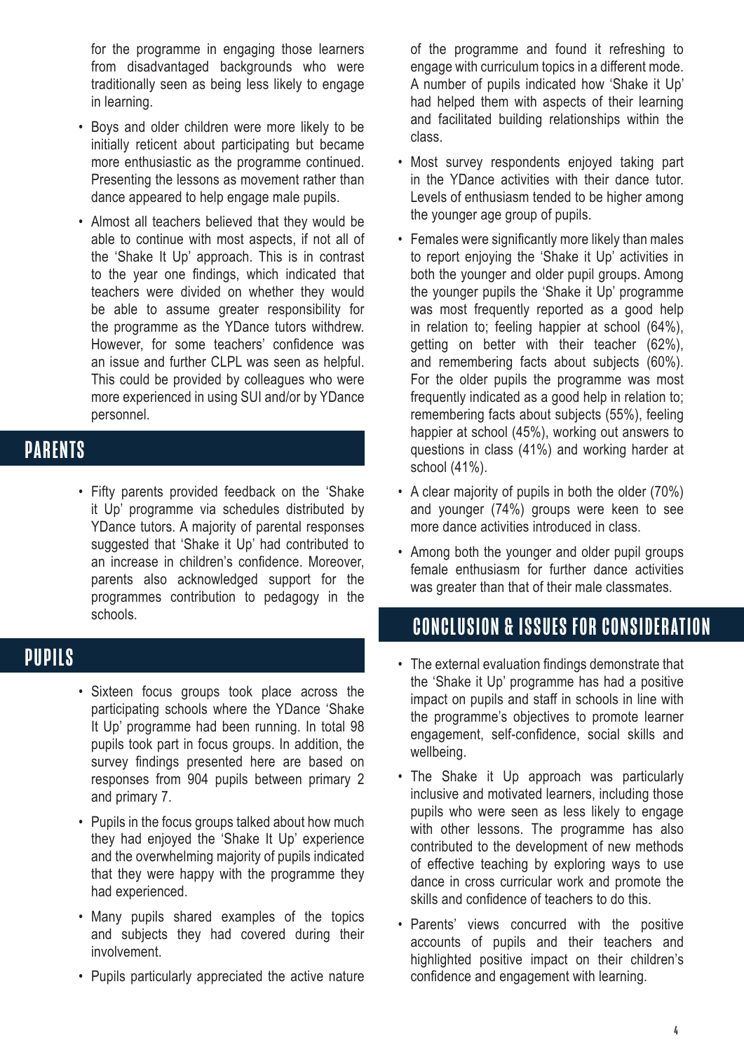for the programme in engaging those learners from disadvantaged backgrounds who were traditionally seen as being less likely to engage in learning.

- Boys and older children were more likely to be initially reticent about participating but became more enthusiastic as the programme continued. Presenting the lessons as movement rather than dance appeared to help engage male pupils.
- Almost all teachers believed that they would be able to continue with most aspects, if not all of the 'Shake It Up' approach. This is in contrast to the year one findings, which indicated that teachers were divided on whether they would be able to assume greater responsibility for the programme as the YDance tutors withdrew. However, for some teachers' confidence was an issue and further CLPL was seen as helpful. This could be provided by colleagues who were more experienced in using SUI and/or by YDance personnel.

## PARENTS

- Fifty parents provided feedback on the 'Shake it Up' programme via schedules distributed by YDance tutors. A majority of parental responses suggested that 'Shake it Up' had contributed to an increase in children's confidence. Moreover, parents also acknowledged support for the programmes contribution to pedagogy in the schools.

## PUPILS

- Sixteen focus groups took place across the participating schools where the YDance 'Shake It Up' programme had been running. In total 98 pupils took part in focus groups. In addition, the survey findings presented here are based on responses from 904 pupils between primary 2 and primary 7.
- Pupils in the focus groups talked about how much they had enjoyed the 'Shake It Up' experience and the overwhelming majority of pupils indicated that they were happy with the programme they had experienced.
- Many pupils shared examples of the topics and subjects they had covered during their involvement.
- Pupils particularly appreciated the active nature of the programme and found it refreshing to engage with curriculum topics in a different mode. A number of pupils indicated how 'Shake it Up' had helped them with aspects of their learning and facilitated building relationships within the class.
- Most survey respondents enjoyed taking part in the YDance activities with their dance tutor. Levels of enthusiasm tended to be higher among the younger age group of pupils.
- Females were significantly more likely than males to report enjoying the 'Shake it Up' activities in both the younger and older pupil groups. Among the younger pupils the 'Shake it Up' programme was most frequently reported as a good help in relation to; feeling happier at school (64%), getting on better with their teacher (62%), and remembering facts about subjects (60%). For the older pupils the programme was most frequently indicated as a good help in relation to; remembering facts about subjects (55%), feeling happier at school (45%), working out answers to questions in class (41%) and working harder at school (41%).
- A clear majority of pupils in both the older (70%) and younger (74%) groups were keen to see more dance activities introduced in class.
- Among both the younger and older pupil groups female enthusiasm for further dance activities was greater than that of their male classmates.

## CONCLUSION & ISSUES FOR CONSIDERATION

- The external evaluation findings demonstrate that the 'Shake it Up' programme has had a positive impact on pupils and staff in schools in line with the programme's objectives to promote learner engagement, self-confidence, social skills and wellbeing.
- The Shake it Up approach was particularly inclusive and motivated learners, including those pupils who were seen as less likely to engage with other lessons. The programme has also contributed to the development of new methods of effective teaching by exploring ways to use dance in cross curricular work and promote the skills and confidence of teachers to do this.
- Parents' views concurred with the positive accounts of pupils and their teachers and highlighted positive impact on their children's confidence and engagement with learning.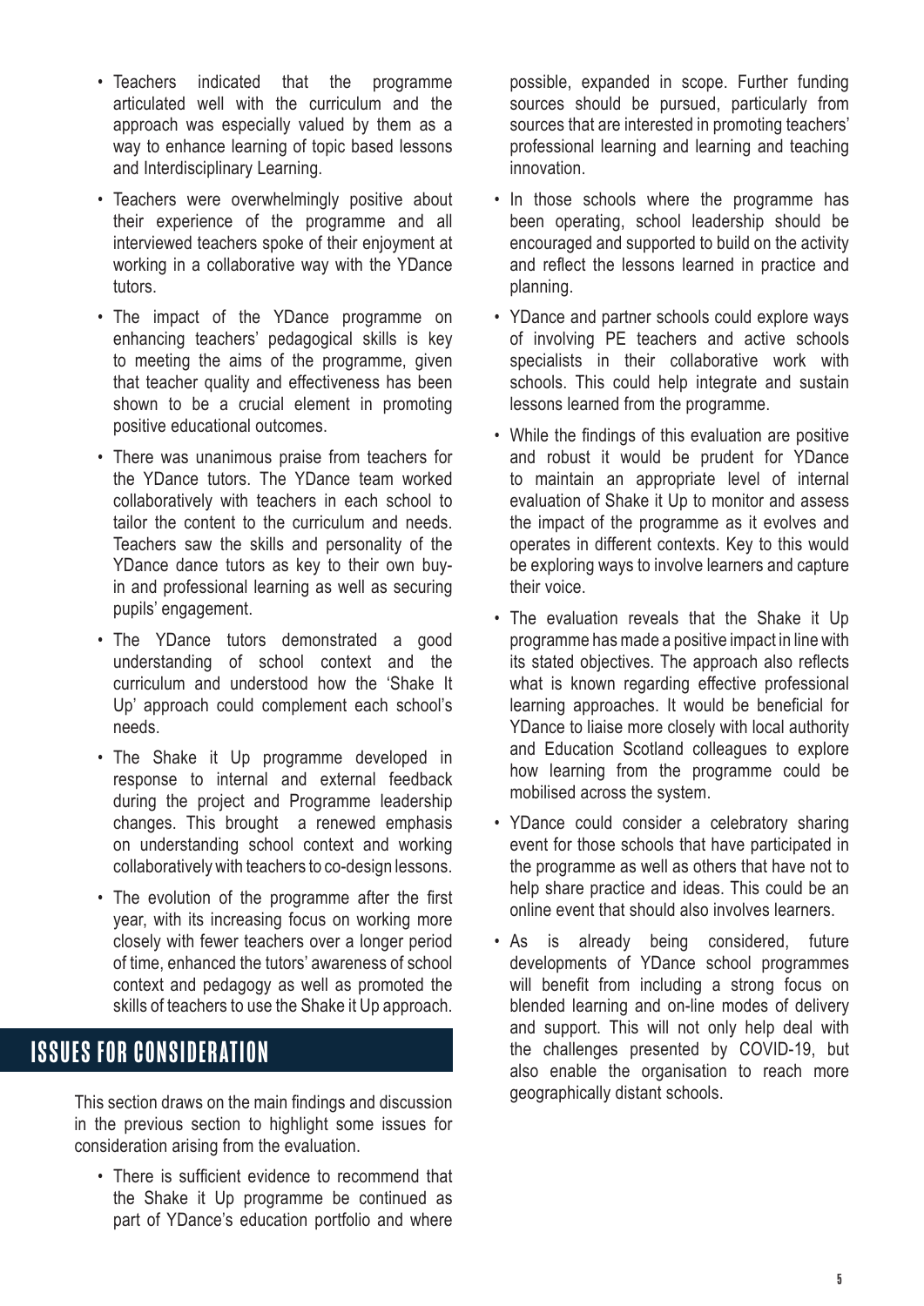- Teachers indicated that the programme articulated well with the curriculum and the approach was especially valued by them as a way to enhance learning of topic based lessons and Interdisciplinary Learning.
- Teachers were overwhelmingly positive about their experience of the programme and all interviewed teachers spoke of their enjoyment at working in a collaborative way with the YDance tutors.
- The impact of the YDance programme on enhancing teachers' pedagogical skills is key to meeting the aims of the programme, given that teacher quality and effectiveness has been shown to be a crucial element in promoting positive educational outcomes.
- There was unanimous praise from teachers for the YDance tutors. The YDance team worked collaboratively with teachers in each school to tailor the content to the curriculum and needs. Teachers saw the skills and personality of the YDance dance tutors as key to their own buy-in and professional learning as well as securing pupils' engagement.
- The YDance tutors demonstrated a good understanding of school context and the curriculum and understood how the 'Shake It Up' approach could complement each school's needs.
- The Shake it Up programme developed in response to internal and external feedback during the project and Programme leadership changes. This brought a renewed emphasis on understanding school context and working collaboratively with teachers to co-design lessons.
- The evolution of the programme after the first year, with its increasing focus on working more closely with fewer teachers over a longer period of time, enhanced the tutors' awareness of school context and pedagogy as well as promoted the skills of teachers to use the Shake it Up approach.

## ISSUES FOR CONSIDERATION

This section draws on the main findings and discussion in the previous section to highlight some issues for consideration arising from the evaluation.

- There is sufficient evidence to recommend that the Shake it Up programme be continued as part of YDance's education portfolio and where possible, expanded in scope. Further funding sources should be pursued, particularly from sources that are interested in promoting teachers' professional learning and learning and teaching innovation.
- In those schools where the programme has been operating, school leadership should be encouraged and supported to build on the activity and reflect the lessons learned in practice and planning.
- YDance and partner schools could explore ways of involving PE teachers and active schools specialists in their collaborative work with schools. This could help integrate and sustain lessons learned from the programme.
- While the findings of this evaluation are positive and robust it would be prudent for YDance to maintain an appropriate level of internal evaluation of Shake it Up to monitor and assess the impact of the programme as it evolves and operates in different contexts. Key to this would be exploring ways to involve learners and capture their voice.
- The evaluation reveals that the Shake it Up programme has made a positive impact in line with its stated objectives. The approach also reflects what is known regarding effective professional learning approaches. It would be beneficial for YDance to liaise more closely with local authority and Education Scotland colleagues to explore how learning from the programme could be mobilised across the system.
- YDance could consider a celebratory sharing event for those schools that have participated in the programme as well as others that have not to help share practice and ideas. This could be an online event that should also involves learners.
- As is already being considered, future developments of YDance school programmes will benefit from including a strong focus on blended learning and on-line modes of delivery and support. This will not only help deal with the challenges presented by COVID-19, but also enable the organisation to reach more geographically distant schools.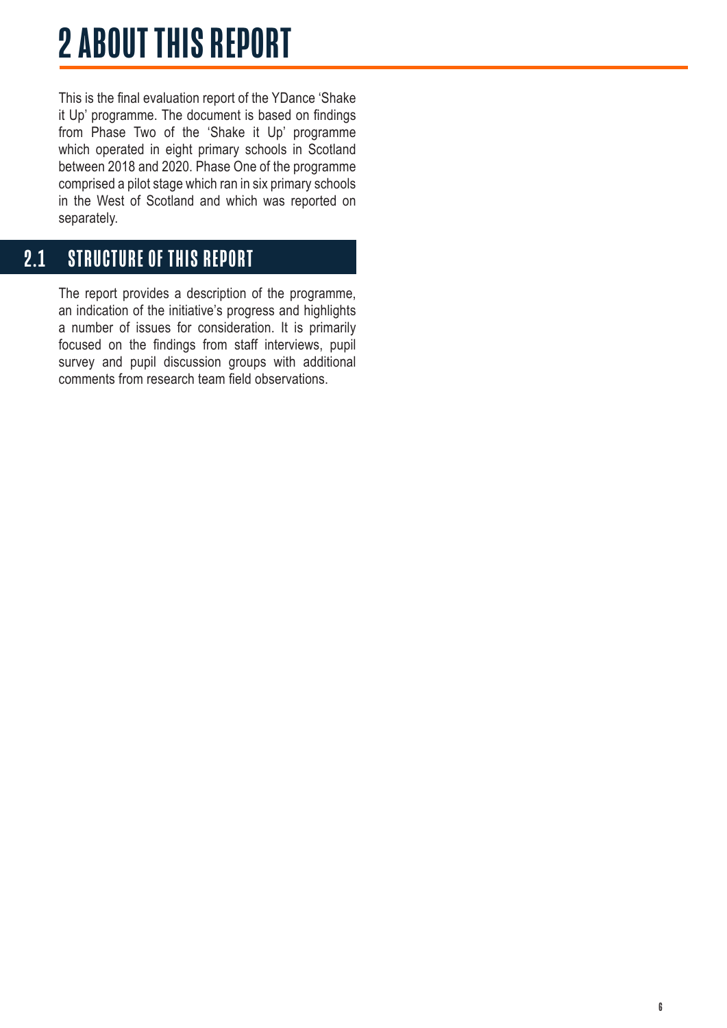# 2 ABOUT THIS REPORT

This is the final evaluation report of the YDance 'Shake it Up' programme. The document is based on findings from Phase Two of the 'Shake it Up' programme which operated in eight primary schools in Scotland between 2018 and 2020. Phase One of the programme comprised a pilot stage which ran in six primary schools in the West of Scotland and which was reported on separately.

## 2.1 STRUCTURE OF THIS REPORT

The report provides a description of the programme, an indication of the initiative's progress and highlights a number of issues for consideration. It is primarily focused on the findings from staff interviews, pupil survey and pupil discussion groups with additional comments from research team field observations.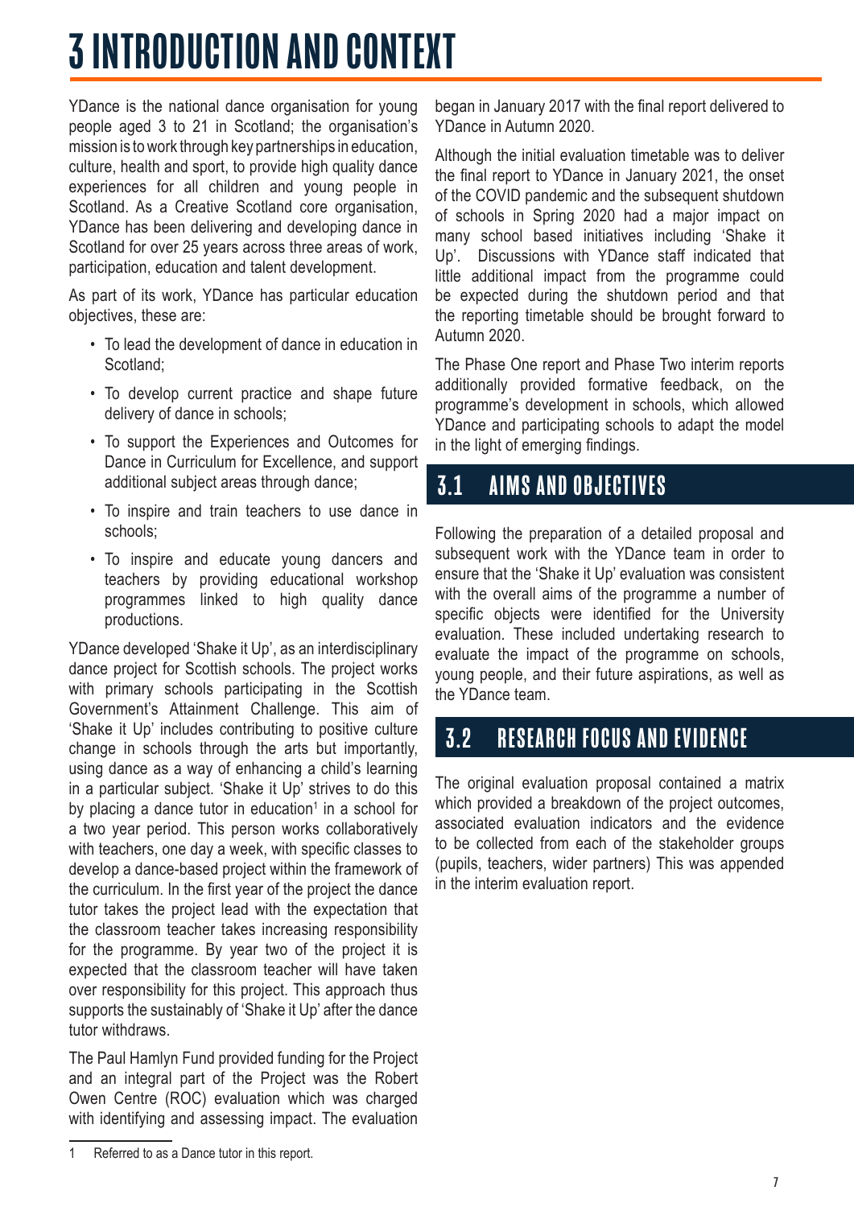# 3 INTRODUCTION AND CONTEXT

YDance is the national dance organisation for young people aged 3 to 21 in Scotland; the organisation's mission is to work through key partnerships in education, culture, health and sport, to provide high quality dance experiences for all children and young people in Scotland. As a Creative Scotland core organisation, YDance has been delivering and developing dance in Scotland for over 25 years across three areas of work, participation, education and talent development.

As part of its work, YDance has particular education objectives, these are:

- To lead the development of dance in education in Scotland;
- To develop current practice and shape future delivery of dance in schools;
- To support the Experiences and Outcomes for Dance in Curriculum for Excellence, and support additional subject areas through dance;
- To inspire and train teachers to use dance in schools;
- To inspire and educate young dancers and teachers by providing educational workshop programmes linked to high quality dance productions.

YDance developed 'Shake it Up', as an interdisciplinary dance project for Scottish schools. The project works with primary schools participating in the Scottish Government's Attainment Challenge. This aim of 'Shake it Up' includes contributing to positive culture change in schools through the arts but importantly, using dance as a way of enhancing a child's learning in a particular subject. 'Shake it Up' strives to do this by placing a dance tutor in education[1] in a school for a two year period. This person works collaboratively with teachers, one day a week, with specific classes to develop a dance-based project within the framework of the curriculum. In the first year of the project the dance tutor takes the project lead with the expectation that the classroom teacher takes increasing responsibility for the programme. By year two of the project it is expected that the classroom teacher will have taken over responsibility for this project. This approach thus supports the sustainably of 'Shake it Up' after the dance tutor withdraws.

The Paul Hamlyn Fund provided funding for the Project and an integral part of the Project was the Robert Owen Centre (ROC) evaluation which was charged with identifying and assessing impact. The evaluation began in January 2017 with the final report delivered to YDance in Autumn 2020.

Although the initial evaluation timetable was to deliver the final report to YDance in January 2021, the onset of the COVID pandemic and the subsequent shutdown of schools in Spring 2020 had a major impact on many school based initiatives including 'Shake it Up'. Discussions with YDance staff indicated that little additional impact from the programme could be expected during the shutdown period and that the reporting timetable should be brought forward to Autumn 2020.

The Phase One report and Phase Two interim reports additionally provided formative feedback, on the programme's development in schools, which allowed YDance and participating schools to adapt the model in the light of emerging findings.

## 3.1 AIMS AND OBJECTIVES

Following the preparation of a detailed proposal and subsequent work with the YDance team in order to ensure that the 'Shake it Up' evaluation was consistent with the overall aims of the programme a number of specific objects were identified for the University evaluation. These included undertaking research to evaluate the impact of the programme on schools, young people, and their future aspirations, as well as the YDance team.

## 3.2 RESEARCH FOCUS AND EVIDENCE

The original evaluation proposal contained a matrix which provided a breakdown of the project outcomes, associated evaluation indicators and the evidence to be collected from each of the stakeholder groups (pupils, teachers, wider partners) This was appended in the interim evaluation report.

---

[1] Referred to as a Dance tutor in this report.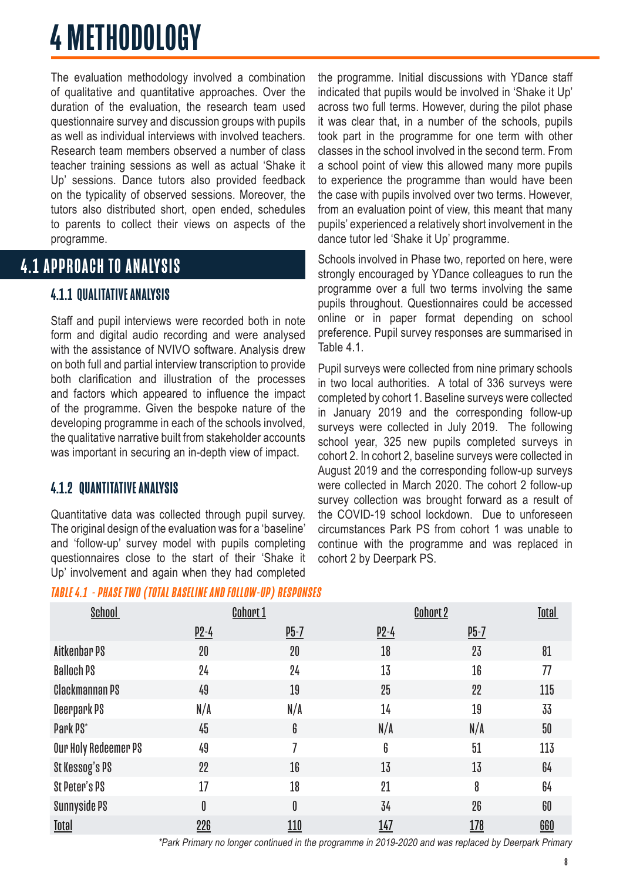# 4 METHODOLOGY

The evaluation methodology involved a combination of qualitative and quantitative approaches. Over the duration of the evaluation, the research team used questionnaire survey and discussion groups with pupils as well as individual interviews with involved teachers. Research team members observed a number of class teacher training sessions as well as actual 'Shake it Up' sessions. Dance tutors also provided feedback on the typicality of observed sessions. Moreover, the tutors also distributed short, open ended, schedules to parents to collect their views on aspects of the programme.

## 4.1 APPROACH TO ANALYSIS

### 4.1.1 QUALITATIVE ANALYSIS

Staff and pupil interviews were recorded both in note form and digital audio recording and were analysed with the assistance of NVIVO software. Analysis drew on both full and partial interview transcription to provide both clarification and illustration of the processes and factors which appeared to influence the impact of the programme. Given the bespoke nature of the developing programme in each of the schools involved, the qualitative narrative built from stakeholder accounts was important in securing an in-depth view of impact.

### 4.1.2 QUANTITATIVE ANALYSIS

Quantitative data was collected through pupil survey. The original design of the evaluation was for a 'baseline' and 'follow-up' survey model with pupils completing questionnaires close to the start of their 'Shake it Up' involvement and again when they had completed the programme. Initial discussions with YDance staff indicated that pupils would be involved in 'Shake it Up' across two full terms. However, during the pilot phase it was clear that, in a number of the schools, pupils took part in the programme for one term with other classes in the school involved in the second term. From a school point of view this allowed many more pupils to experience the programme than would have been the case with pupils involved over two terms. However, from an evaluation point of view, this meant that many pupils' experienced a relatively short involvement in the dance tutor led 'Shake it Up' programme.

Schools involved in Phase two, reported on here, were strongly encouraged by YDance colleagues to run the programme over a full two terms involving the same pupils throughout. Questionnaires could be accessed online or in paper format depending on school preference. Pupil survey responses are summarised in Table 4.1.

Pupil surveys were collected from nine primary schools in two local authorities. A total of 336 surveys were completed by cohort 1. Baseline surveys were collected in January 2019 and the corresponding follow-up surveys were collected in July 2019. The following school year, 325 new pupils completed surveys in cohort 2. In cohort 2, baseline surveys were collected in August 2019 and the corresponding follow-up surveys were collected in March 2020. The cohort 2 follow-up survey collection was brought forward as a result of the COVID-19 school lockdown. Due to unforeseen circumstances Park PS from cohort 1 was unable to continue with the programme and was replaced in cohort 2 by Deerpark PS.

*TABLE 4.1 - PHASE TWO (TOTAL BASELINE AND FOLLOW-UP) RESPONSES*

| School | Cohort 1 | | Cohort 2 | | Total |
|---|---|---|---|---|---|
| | P2-4 | P5-7 | P2-4 | P5-7 | |
| Aitkenbar PS | 20 | 20 | 18 | 23 | 81 |
| Balloch PS | 24 | 24 | 13 | 16 | 77 |
| Clackmannan PS | 49 | 19 | 25 | 22 | 115 |
| Deerpark PS | N/A | N/A | 14 | 19 | 33 |
| Park PS* | 45 | 6 | N/A | N/A | 50 |
| Our Holy Redeemer PS | 49 | 7 | 6 | 51 | 113 |
| St Kessog's PS | 22 | 16 | 13 | 13 | 64 |
| St Peter's PS | 17 | 18 | 21 | 8 | 64 |
| Sunnyside PS | 0 | 0 | 34 | 26 | 60 |
| Total | 226 | 110 | 147 | 178 | 660 |

*\*Park Primary no longer continued in the programme in 2019-2020 and was replaced by Deerpark Primary*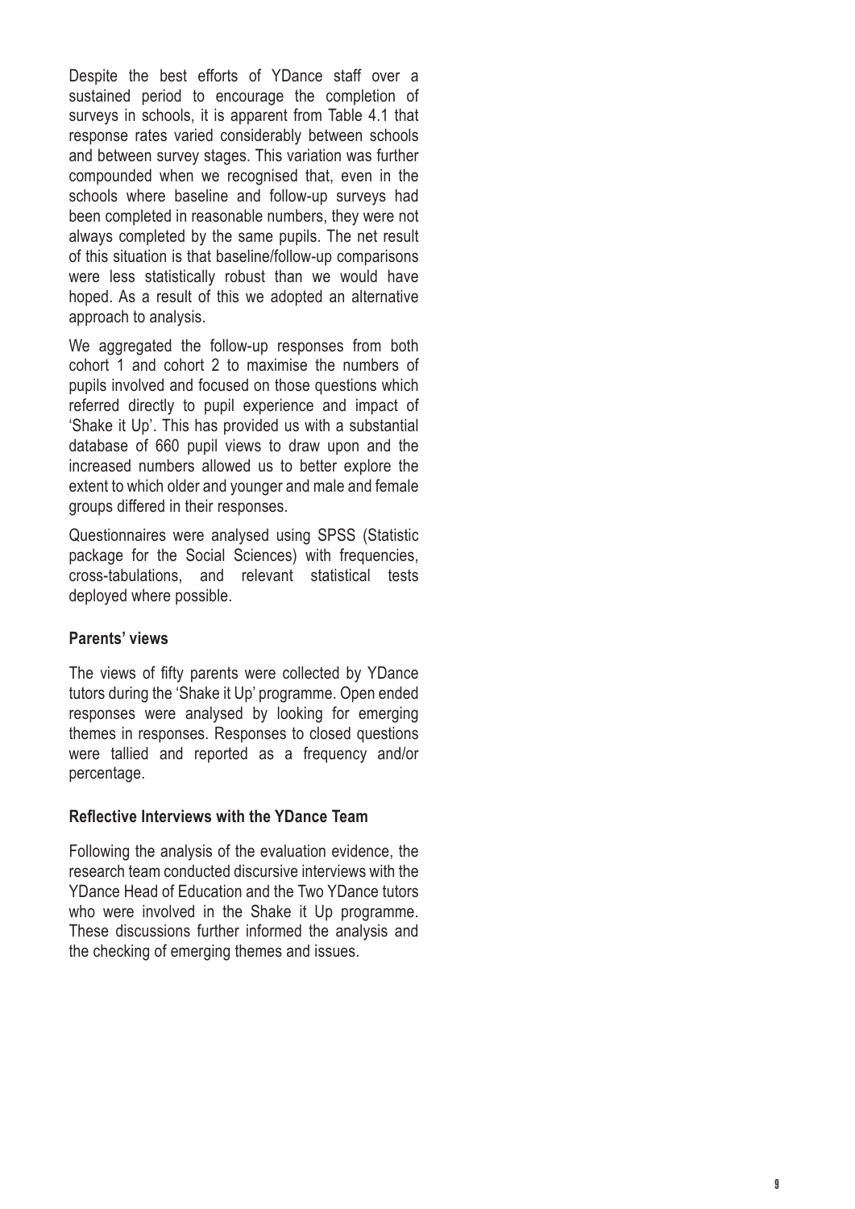Despite the best efforts of YDance staff over a sustained period to encourage the completion of surveys in schools, it is apparent from Table 4.1 that response rates varied considerably between schools and between survey stages. This variation was further compounded when we recognised that, even in the schools where baseline and follow-up surveys had been completed in reasonable numbers, they were not always completed by the same pupils. The net result of this situation is that baseline/follow-up comparisons were less statistically robust than we would have hoped. As a result of this we adopted an alternative approach to analysis.

We aggregated the follow-up responses from both cohort 1 and cohort 2 to maximise the numbers of pupils involved and focused on those questions which referred directly to pupil experience and impact of 'Shake it Up'. This has provided us with a substantial database of 660 pupil views to draw upon and the increased numbers allowed us to better explore the extent to which older and younger and male and female groups differed in their responses.

Questionnaires were analysed using SPSS (Statistic package for the Social Sciences) with frequencies, cross-tabulations, and relevant statistical tests deployed where possible.

**Parents' views**

The views of fifty parents were collected by YDance tutors during the 'Shake it Up' programme. Open ended responses were analysed by looking for emerging themes in responses. Responses to closed questions were tallied and reported as a frequency and/or percentage.

**Reflective Interviews with the YDance Team**

Following the analysis of the evaluation evidence, the research team conducted discursive interviews with the YDance Head of Education and the Two YDance tutors who were involved in the Shake it Up programme. These discussions further informed the analysis and the checking of emerging themes and issues.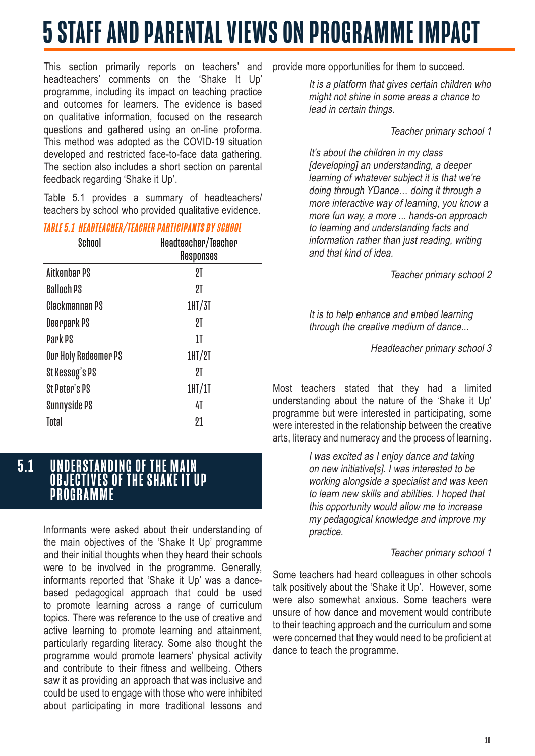# 5 STAFF AND PARENTAL VIEWS ON PROGRAMME IMPACT

This section primarily reports on teachers' and headteachers' comments on the 'Shake It Up' programme, including its impact on teaching practice and outcomes for learners. The evidence is based on qualitative information, focused on the research questions and gathered using an on-line proforma. This method was adopted as the COVID-19 situation developed and restricted face-to-face data gathering. The section also includes a short section on parental feedback regarding 'Shake it Up'.

Table 5.1 provides a summary of headteachers/teachers by school who provided qualitative evidence.

**TABLE 5.1 HEADTEACHER/TEACHER PARTICIPANTS BY SCHOOL**

| School | Headteacher/Teacher Responses |
|---|---|
| Aitkenbar PS | 2T |
| Balloch PS | 2T |
| Clackmannan PS | 1HT/3T |
| Deerpark PS | 2T |
| Park PS | 1T |
| Our Holy Redeemer PS | 1HT/2T |
| St Kessog's PS | 2T |
| St Peter's PS | 1HT/1T |
| Sunnyside PS | 4T |
| Total | 21 |

## 5.1 UNDERSTANDING OF THE MAIN OBJECTIVES OF THE SHAKE IT UP PROGRAMME

Informants were asked about their understanding of the main objectives of the 'Shake It Up' programme and their initial thoughts when they heard their schools were to be involved in the programme. Generally, informants reported that 'Shake it Up' was a dance-based pedagogical approach that could be used to promote learning across a range of curriculum topics. There was reference to the use of creative and active learning to promote learning and attainment, particularly regarding literacy. Some also thought the programme would promote learners' physical activity and contribute to their fitness and wellbeing. Others saw it as providing an approach that was inclusive and could be used to engage with those who were inhibited about participating in more traditional lessons and provide more opportunities for them to succeed.

> *It is a platform that gives certain children who might not shine in some areas a chance to lead in certain things.*
>
> Teacher primary school 1

> *It's about the children in my class [developing] an understanding, a deeper learning of whatever subject it is that we're doing through YDance… doing it through a more interactive way of learning, you know a more fun way, a more ... hands-on approach to learning and understanding facts and information rather than just reading, writing and that kind of idea.*
>
> Teacher primary school 2

> *It is to help enhance and embed learning through the creative medium of dance...*
>
> Headteacher primary school 3

Most teachers stated that they had a limited understanding about the nature of the 'Shake it Up' programme but were interested in participating, some were interested in the relationship between the creative arts, literacy and numeracy and the process of learning.

> *I was excited as I enjoy dance and taking on new initiative[s]. I was interested to be working alongside a specialist and was keen to learn new skills and abilities. I hoped that this opportunity would allow me to increase my pedagogical knowledge and improve my practice.*
>
> Teacher primary school 1

Some teachers had heard colleagues in other schools talk positively about the 'Shake it Up'. However, some were also somewhat anxious. Some teachers were unsure of how dance and movement would contribute to their teaching approach and the curriculum and some were concerned that they would need to be proficient at dance to teach the programme.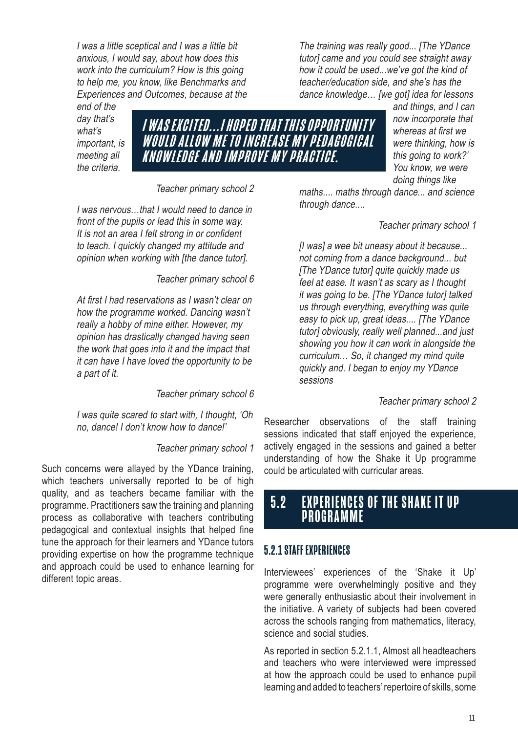*I was a little sceptical and I was a little bit anxious, I would say, about how does this work into the curriculum? How is this going to help me, you know, like Benchmarks and Experiences and Outcomes, because at the end of the day that's what's important, is meeting all the criteria.*

Teacher primary school 2

**I WAS EXCITED…I HOPED THAT THIS OPPORTUNITY WOULD ALLOW ME TO INCREASE MY PEDAGOGICAL KNOWLEDGE AND IMPROVE MY PRACTICE.**

*I was nervous…that I would need to dance in front of the pupils or lead this in some way. It is not an area I felt strong in or confident to teach. I quickly changed my attitude and opinion when working with [the dance tutor].*

Teacher primary school 6

*At first I had reservations as I wasn't clear on how the programme worked. Dancing wasn't really a hobby of mine either. However, my opinion has drastically changed having seen the work that goes into it and the impact that it can have I have loved the opportunity to be a part of it.*

Teacher primary school 6

*I was quite scared to start with, I thought, 'Oh no, dance! I don't know how to dance!'*

Teacher primary school 1

Such concerns were allayed by the YDance training, which teachers universally reported to be of high quality, and as teachers became familiar with the programme. Practitioners saw the training and planning process as collaborative with teachers contributing pedagogical and contextual insights that helped fine tune the approach for their learners and YDance tutors providing expertise on how the programme technique and approach could be used to enhance learning for different topic areas.

*The training was really good... [The YDance tutor] came and you could see straight away how it could be used...we've got the kind of teacher/education side, and she's has the dance knowledge… [we got] idea for lessons and things, and I can now incorporate that whereas at first we were thinking, how is this going to work?' You know, we were doing things like maths.... maths through dance... and science through dance....*

Teacher primary school 1

*[I was] a wee bit uneasy about it because... not coming from a dance background... but [The YDance tutor] quite quickly made us feel at ease. It wasn't as scary as I thought it was going to be. [The YDance tutor] talked us through everything, everything was quite easy to pick up, great ideas.... [The YDance tutor] obviously, really well planned...and just showing you how it can work in alongside the curriculum… So, it changed my mind quite quickly and. I began to enjoy my YDance sessions*

Teacher primary school 2

Researcher observations of the staff training sessions indicated that staff enjoyed the experience, actively engaged in the sessions and gained a better understanding of how the Shake it Up programme could be articulated with curricular areas.

## 5.2 EXPERIENCES OF THE SHAKE IT UP PROGRAMME

### 5.2.1 STAFF EXPERIENCES

Interviewees' experiences of the 'Shake it Up' programme were overwhelmingly positive and they were generally enthusiastic about their involvement in the initiative. A variety of subjects had been covered across the schools ranging from mathematics, literacy, science and social studies.

As reported in section 5.2.1.1, Almost all headteachers and teachers who were interviewed were impressed at how the approach could be used to enhance pupil learning and added to teachers' repertoire of skills, some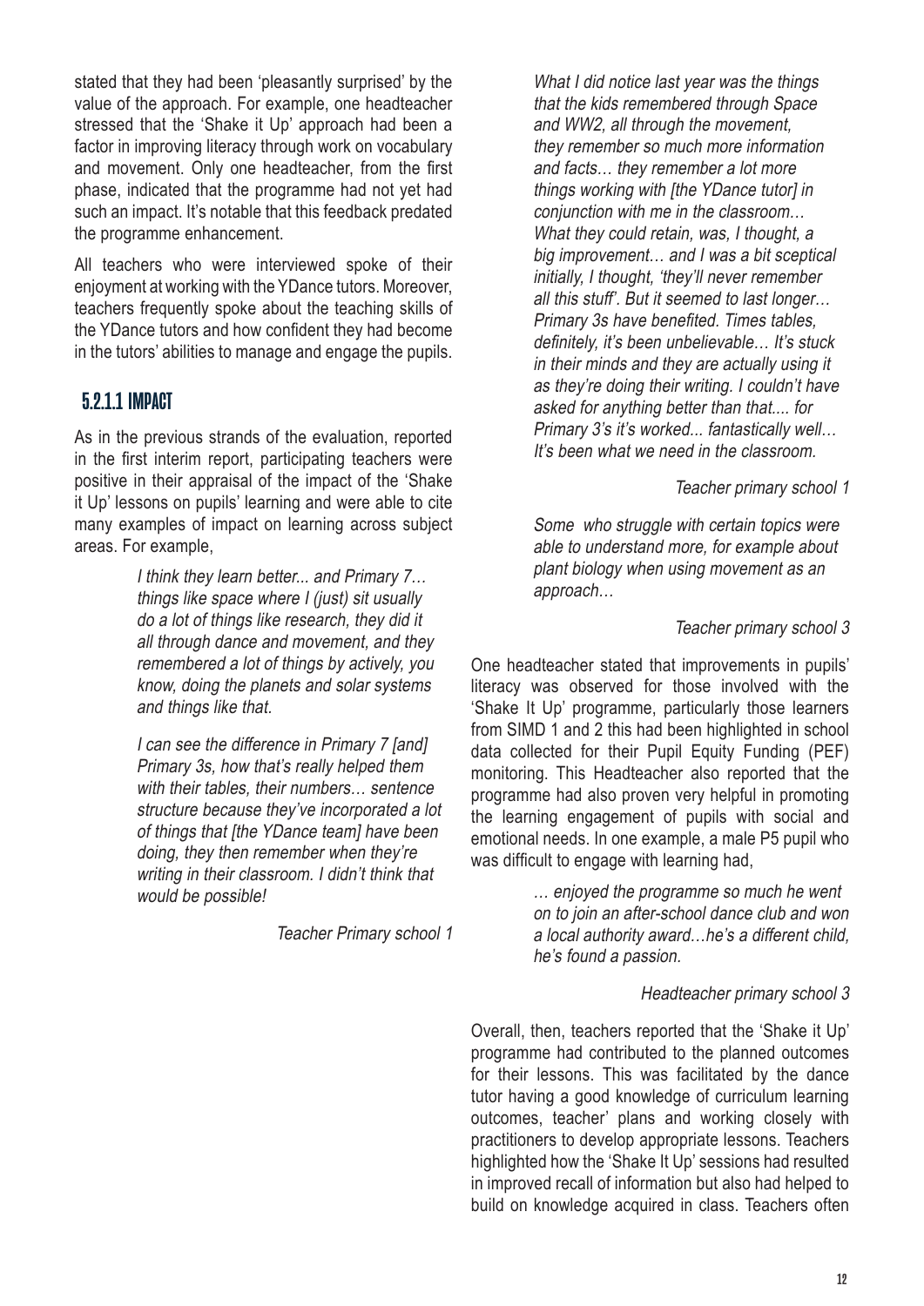stated that they had been 'pleasantly surprised' by the value of the approach. For example, one headteacher stressed that the 'Shake it Up' approach had been a factor in improving literacy through work on vocabulary and movement. Only one headteacher, from the first phase, indicated that the programme had not yet had such an impact. It's notable that this feedback predated the programme enhancement.

All teachers who were interviewed spoke of their enjoyment at working with the YDance tutors. Moreover, teachers frequently spoke about the teaching skills of the YDance tutors and how confident they had become in the tutors' abilities to manage and engage the pupils.

### 5.2.1.1 IMPACT

As in the previous strands of the evaluation, reported in the first interim report, participating teachers were positive in their appraisal of the impact of the 'Shake it Up' lessons on pupils' learning and were able to cite many examples of impact on learning across subject areas. For example,

> *I think they learn better... and Primary 7… things like space where I (just) sit usually do a lot of things like research, they did it all through dance and movement, and they remembered a lot of things by actively, you know, doing the planets and solar systems and things like that.*
>
> *I can see the difference in Primary 7 [and] Primary 3s, how that's really helped them with their tables, their numbers… sentence structure because they've incorporated a lot of things that [the YDance team] have been doing, they then remember when they're writing in their classroom. I didn't think that would be possible!*
>
> *Teacher Primary school 1*

> *What I did notice last year was the things that the kids remembered through Space and WW2, all through the movement, they remember so much more information and facts… they remember a lot more things working with [the YDance tutor] in conjunction with me in the classroom… What they could retain, was, I thought, a big improvement… and I was a bit sceptical initially, I thought, 'they'll never remember all this stuff'. But it seemed to last longer… Primary 3s have benefited. Times tables, definitely, it's been unbelievable… It's stuck in their minds and they are actually using it as they're doing their writing. I couldn't have asked for anything better than that.... for Primary 3's it's worked... fantastically well… It's been what we need in the classroom.*
>
> *Teacher primary school 1*

> *Some who struggle with certain topics were able to understand more, for example about plant biology when using movement as an approach…*
>
> *Teacher primary school 3*

One headteacher stated that improvements in pupils' literacy was observed for those involved with the 'Shake It Up' programme, particularly those learners from SIMD 1 and 2 this had been highlighted in school data collected for their Pupil Equity Funding (PEF) monitoring. This Headteacher also reported that the programme had also proven very helpful in promoting the learning engagement of pupils with social and emotional needs. In one example, a male P5 pupil who was difficult to engage with learning had,

> *… enjoyed the programme so much he went on to join an after-school dance club and won a local authority award…he's a different child, he's found a passion.*
>
> *Headteacher primary school 3*

Overall, then, teachers reported that the 'Shake it Up' programme had contributed to the planned outcomes for their lessons. This was facilitated by the dance tutor having a good knowledge of curriculum learning outcomes, teacher' plans and working closely with practitioners to develop appropriate lessons. Teachers highlighted how the 'Shake It Up' sessions had resulted in improved recall of information but also had helped to build on knowledge acquired in class. Teachers often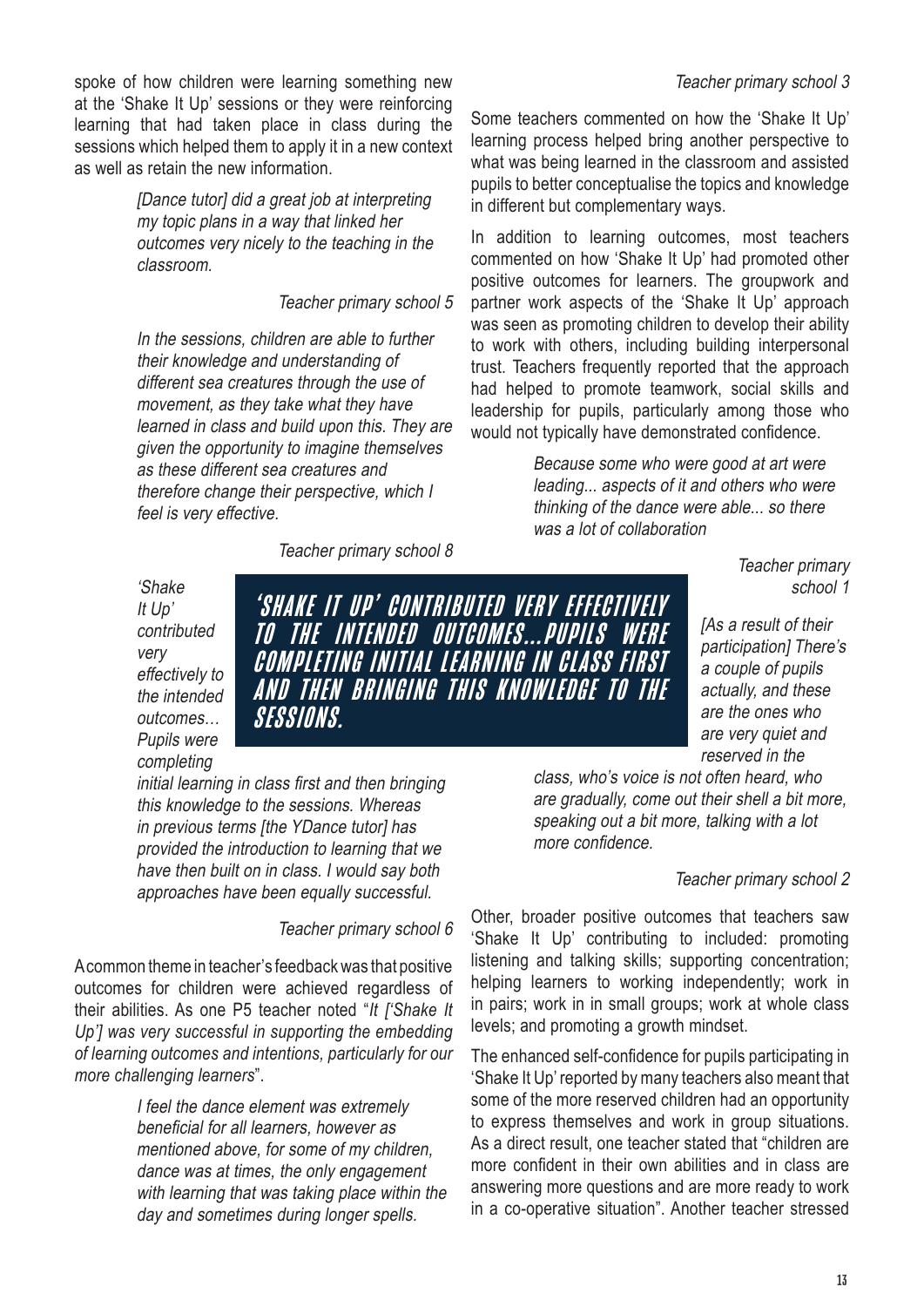spoke of how children were learning something new at the 'Shake It Up' sessions or they were reinforcing learning that had taken place in class during the sessions which helped them to apply it in a new context as well as retain the new information.

> *[Dance tutor] did a great job at interpreting my topic plans in a way that linked her outcomes very nicely to the teaching in the classroom.*
>
> *Teacher primary school 5*

> *In the sessions, children are able to further their knowledge and understanding of different sea creatures through the use of movement, as they take what they have learned in class and build upon this. They are given the opportunity to imagine themselves as these different sea creatures and therefore change their perspective, which I feel is very effective.*
>
> *Teacher primary school 8*

**'SHAKE IT UP' CONTRIBUTED VERY EFFECTIVELY TO THE INTENDED OUTCOMES...PUPILS WERE COMPLETING INITIAL LEARNING IN CLASS FIRST AND THEN BRINGING THIS KNOWLEDGE TO THE SESSIONS.**

> *'Shake It Up' contributed very effectively to the intended outcomes… Pupils were completing initial learning in class first and then bringing this knowledge to the sessions. Whereas in previous terms [the YDance tutor] has provided the introduction to learning that we have then built on in class. I would say both approaches have been equally successful.*
>
> *Teacher primary school 6*

A common theme in teacher's feedback was that positive outcomes for children were achieved regardless of their abilities. As one P5 teacher noted "*It ['Shake It Up'] was very successful in supporting the embedding of learning outcomes and intentions, particularly for our more challenging learners*".

> *I feel the dance element was extremely beneficial for all learners, however as mentioned above, for some of my children, dance was at times, the only engagement with learning that was taking place within the day and sometimes during longer spells.*
>
> *Teacher primary school 3*

Some teachers commented on how the 'Shake It Up' learning process helped bring another perspective to what was being learned in the classroom and assisted pupils to better conceptualise the topics and knowledge in different but complementary ways.

In addition to learning outcomes, most teachers commented on how 'Shake It Up' had promoted other positive outcomes for learners. The groupwork and partner work aspects of the 'Shake It Up' approach was seen as promoting children to develop their ability to work with others, including building interpersonal trust. Teachers frequently reported that the approach had helped to promote teamwork, social skills and leadership for pupils, particularly among those who would not typically have demonstrated confidence.

> *Because some who were good at art were leading... aspects of it and others who were thinking of the dance were able... so there was a lot of collaboration*
>
> *Teacher primary school 1*

> *[As a result of their participation] There's a couple of pupils actually, and these are the ones who are very quiet and reserved in the class, who's voice is not often heard, who are gradually, come out their shell a bit more, speaking out a bit more, talking with a lot more confidence.*
>
> *Teacher primary school 2*

Other, broader positive outcomes that teachers saw 'Shake It Up' contributing to included: promoting listening and talking skills; supporting concentration; helping learners to working independently; work in in pairs; work in in small groups; work at whole class levels; and promoting a growth mindset.

The enhanced self-confidence for pupils participating in 'Shake It Up' reported by many teachers also meant that some of the more reserved children had an opportunity to express themselves and work in group situations. As a direct result, one teacher stated that "children are more confident in their own abilities and in class are answering more questions and are more ready to work in a co-operative situation". Another teacher stressed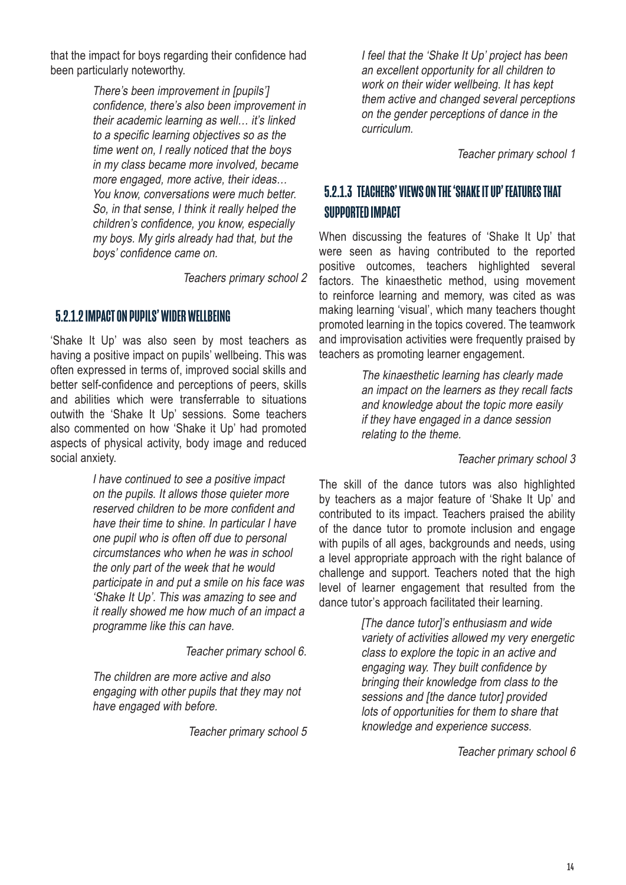that the impact for boys regarding their confidence had been particularly noteworthy.

> *There's been improvement in [pupils'] confidence, there's also been improvement in their academic learning as well… it's linked to a specific learning objectives so as the time went on, I really noticed that the boys in my class became more involved, became more engaged, more active, their ideas… You know, conversations were much better. So, in that sense, I think it really helped the children's confidence, you know, especially my boys. My girls already had that, but the boys' confidence came on.*
>
> *Teachers primary school 2*

#### 5.2.1.2 IMPACT ON PUPILS' WIDER WELLBEING

'Shake It Up' was also seen by most teachers as having a positive impact on pupils' wellbeing. This was often expressed in terms of, improved social skills and better self-confidence and perceptions of peers, skills and abilities which were transferrable to situations outwith the 'Shake It Up' sessions. Some teachers also commented on how 'Shake it Up' had promoted aspects of physical activity, body image and reduced social anxiety.

> *I have continued to see a positive impact on the pupils. It allows those quieter more reserved children to be more confident and have their time to shine. In particular I have one pupil who is often off due to personal circumstances who when he was in school the only part of the week that he would participate in and put a smile on his face was 'Shake It Up'. This was amazing to see and it really showed me how much of an impact a programme like this can have.*
>
> *Teacher primary school 6.*

> *The children are more active and also engaging with other pupils that they may not have engaged with before.*
>
> *Teacher primary school 5*

> *I feel that the 'Shake It Up' project has been an excellent opportunity for all children to work on their wider wellbeing. It has kept them active and changed several perceptions on the gender perceptions of dance in the curriculum.*
>
> *Teacher primary school 1*

#### 5.2.1.3 TEACHERS' VIEWS ON THE 'SHAKE IT UP' FEATURES THAT SUPPORTED IMPACT

When discussing the features of 'Shake It Up' that were seen as having contributed to the reported positive outcomes, teachers highlighted several factors. The kinaesthetic method, using movement to reinforce learning and memory, was cited as was making learning 'visual', which many teachers thought promoted learning in the topics covered. The teamwork and improvisation activities were frequently praised by teachers as promoting learner engagement.

> *The kinaesthetic learning has clearly made an impact on the learners as they recall facts and knowledge about the topic more easily if they have engaged in a dance session relating to the theme.*
>
> *Teacher primary school 3*

The skill of the dance tutors was also highlighted by teachers as a major feature of 'Shake It Up' and contributed to its impact. Teachers praised the ability of the dance tutor to promote inclusion and engage with pupils of all ages, backgrounds and needs, using a level appropriate approach with the right balance of challenge and support. Teachers noted that the high level of learner engagement that resulted from the dance tutor's approach facilitated their learning.

> *[The dance tutor]'s enthusiasm and wide variety of activities allowed my very energetic class to explore the topic in an active and engaging way. They built confidence by bringing their knowledge from class to the sessions and [the dance tutor] provided lots of opportunities for them to share that knowledge and experience success.*
>
> *Teacher primary school 6*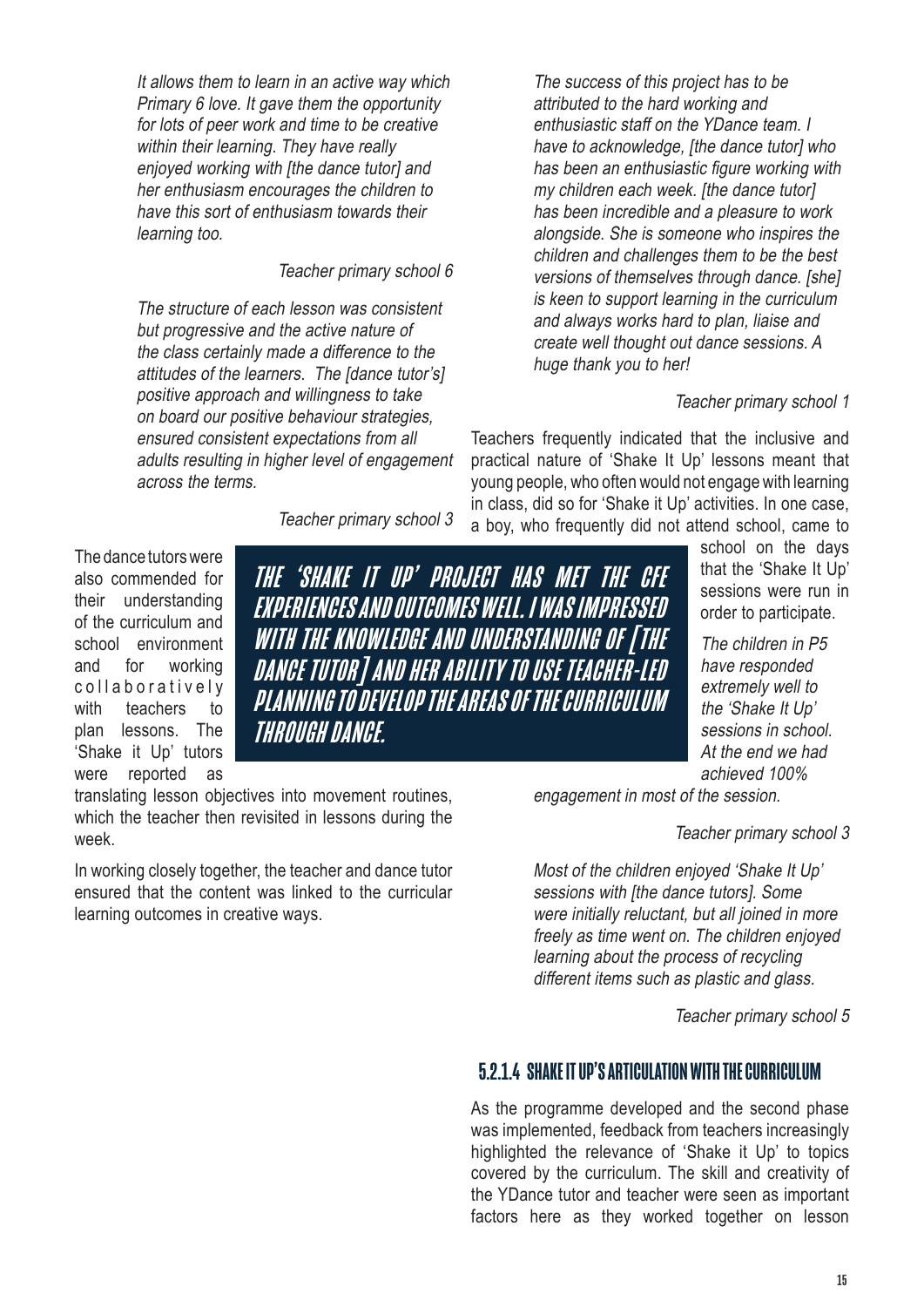*It allows them to learn in an active way which Primary 6 love. It gave them the opportunity for lots of peer work and time to be creative within their learning. They have really enjoyed working with [the dance tutor] and her enthusiasm encourages the children to have this sort of enthusiasm towards their learning too.*

*Teacher primary school 6*

*The structure of each lesson was consistent but progressive and the active nature of the class certainly made a difference to the attitudes of the learners. The [dance tutor's] positive approach and willingness to take on board our positive behaviour strategies, ensured consistent expectations from all adults resulting in higher level of engagement across the terms.*

*Teacher primary school 3*

The dance tutors were also commended for their understanding of the curriculum and school environment and for working collaboratively with teachers to plan lessons. The 'Shake it Up' tutors were reported as translating lesson objectives into movement routines, which the teacher then revisited in lessons during the week.

**THE 'SHAKE IT UP' PROJECT HAS MET THE CFE EXPERIENCES AND OUTCOMES WELL. I WAS IMPRESSED WITH THE KNOWLEDGE AND UNDERSTANDING OF [THE DANCE TUTOR] AND HER ABILITY TO USE TEACHER-LED PLANNING TO DEVELOP THE AREAS OF THE CURRICULUM THROUGH DANCE.**

In working closely together, the teacher and dance tutor ensured that the content was linked to the curricular learning outcomes in creative ways.

*The success of this project has to be attributed to the hard working and enthusiastic staff on the YDance team. I have to acknowledge, [the dance tutor] who has been an enthusiastic figure working with my children each week. [the dance tutor] has been incredible and a pleasure to work alongside. She is someone who inspires the children and challenges them to be the best versions of themselves through dance. [she] is keen to support learning in the curriculum and always works hard to plan, liaise and create well thought out dance sessions. A huge thank you to her!*

*Teacher primary school 1*

Teachers frequently indicated that the inclusive and practical nature of 'Shake It Up' lessons meant that young people, who often would not engage with learning in class, did so for 'Shake it Up' activities. In one case, a boy, who frequently did not attend school, came to school on the days that the 'Shake It Up' sessions were run in order to participate.

*The children in P5 have responded extremely well to the 'Shake It Up' sessions in school. At the end we had achieved 100% engagement in most of the session.*

*Teacher primary school 3*

*Most of the children enjoyed 'Shake It Up' sessions with [the dance tutors]. Some were initially reluctant, but all joined in more freely as time went on. The children enjoyed learning about the process of recycling different items such as plastic and glass.*

*Teacher primary school 5*

#### 5.2.1.4 SHAKE IT UP'S ARTICULATION WITH THE CURRICULUM

As the programme developed and the second phase was implemented, feedback from teachers increasingly highlighted the relevance of 'Shake it Up' to topics covered by the curriculum. The skill and creativity of the YDance tutor and teacher were seen as important factors here as they worked together on lesson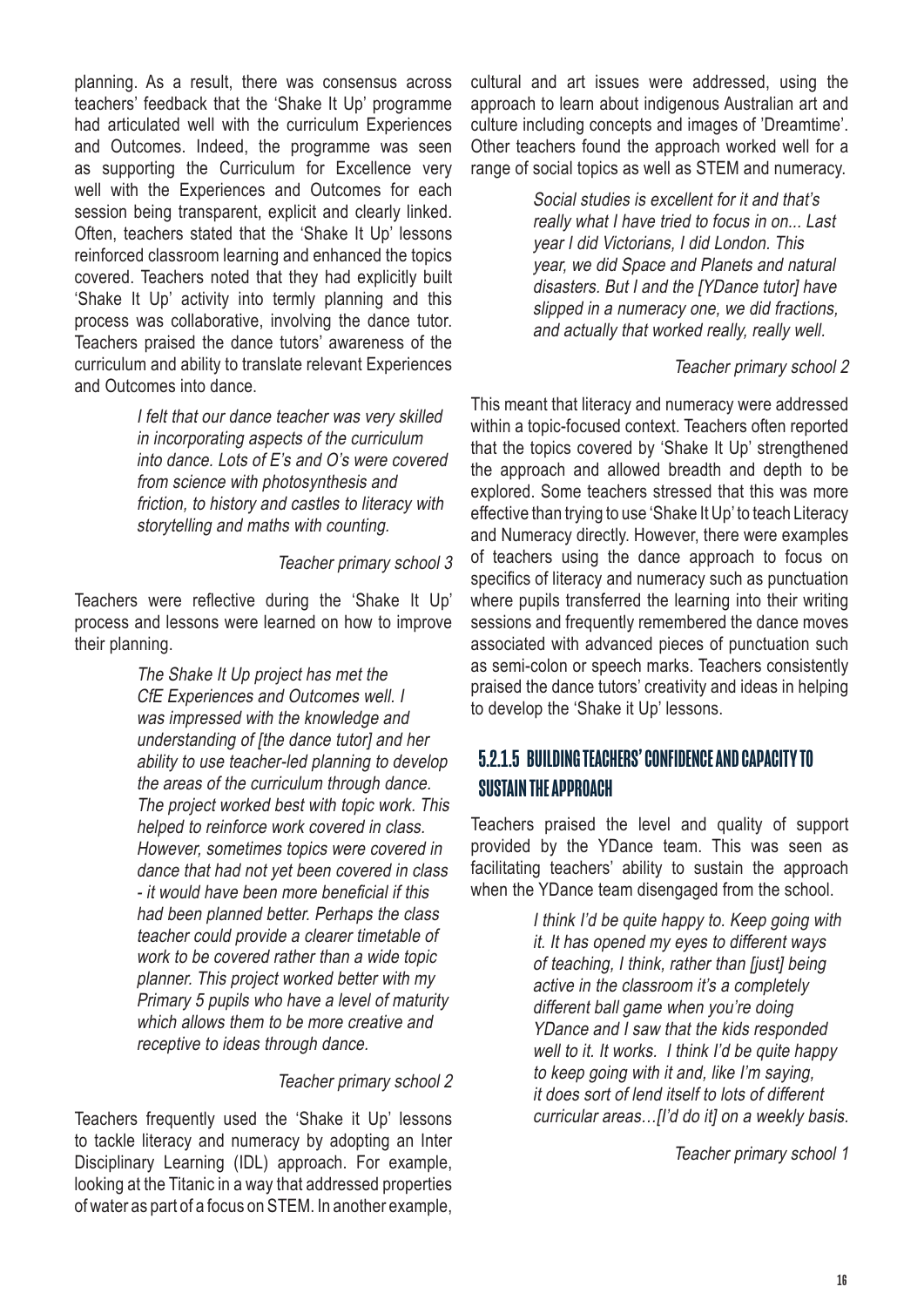planning. As a result, there was consensus across teachers' feedback that the 'Shake It Up' programme had articulated well with the curriculum Experiences and Outcomes. Indeed, the programme was seen as supporting the Curriculum for Excellence very well with the Experiences and Outcomes for each session being transparent, explicit and clearly linked. Often, teachers stated that the 'Shake It Up' lessons reinforced classroom learning and enhanced the topics covered. Teachers noted that they had explicitly built 'Shake It Up' activity into termly planning and this process was collaborative, involving the dance tutor. Teachers praised the dance tutors' awareness of the curriculum and ability to translate relevant Experiences and Outcomes into dance.

> *I felt that our dance teacher was very skilled in incorporating aspects of the curriculum into dance. Lots of E's and O's were covered from science with photosynthesis and friction, to history and castles to literacy with storytelling and maths with counting.*
>
> *Teacher primary school 3*

Teachers were reflective during the 'Shake It Up' process and lessons were learned on how to improve their planning.

> *The Shake It Up project has met the CfE Experiences and Outcomes well. I was impressed with the knowledge and understanding of [the dance tutor] and her ability to use teacher-led planning to develop the areas of the curriculum through dance. The project worked best with topic work. This helped to reinforce work covered in class. However, sometimes topics were covered in dance that had not yet been covered in class - it would have been more beneficial if this had been planned better. Perhaps the class teacher could provide a clearer timetable of work to be covered rather than a wide topic planner. This project worked better with my Primary 5 pupils who have a level of maturity which allows them to be more creative and receptive to ideas through dance.*
>
> *Teacher primary school 2*

Teachers frequently used the 'Shake it Up' lessons to tackle literacy and numeracy by adopting an Inter Disciplinary Learning (IDL) approach. For example, looking at the Titanic in a way that addressed properties of water as part of a focus on STEM. In another example, cultural and art issues were addressed, using the approach to learn about indigenous Australian art and culture including concepts and images of 'Dreamtime'. Other teachers found the approach worked well for a range of social topics as well as STEM and numeracy.

> *Social studies is excellent for it and that's really what I have tried to focus in on... Last year I did Victorians, I did London. This year, we did Space and Planets and natural disasters. But I and the [YDance tutor] have slipped in a numeracy one, we did fractions, and actually that worked really, really well.*
>
> *Teacher primary school 2*

This meant that literacy and numeracy were addressed within a topic-focused context. Teachers often reported that the topics covered by 'Shake It Up' strengthened the approach and allowed breadth and depth to be explored. Some teachers stressed that this was more effective than trying to use 'Shake It Up' to teach Literacy and Numeracy directly. However, there were examples of teachers using the dance approach to focus on specifics of literacy and numeracy such as punctuation where pupils transferred the learning into their writing sessions and frequently remembered the dance moves associated with advanced pieces of punctuation such as semi-colon or speech marks. Teachers consistently praised the dance tutors' creativity and ideas in helping to develop the 'Shake it Up' lessons.

#### 5.2.1.5 BUILDING TEACHERS' CONFIDENCE AND CAPACITY TO SUSTAIN THE APPROACH

Teachers praised the level and quality of support provided by the YDance team. This was seen as facilitating teachers' ability to sustain the approach when the YDance team disengaged from the school.

> *I think I'd be quite happy to. Keep going with it. It has opened my eyes to different ways of teaching, I think, rather than [just] being active in the classroom it's a completely different ball game when you're doing YDance and I saw that the kids responded well to it. It works. I think I'd be quite happy to keep going with it and, like I'm saying, it does sort of lend itself to lots of different curricular areas…[I'd do it] on a weekly basis.*
>
> *Teacher primary school 1*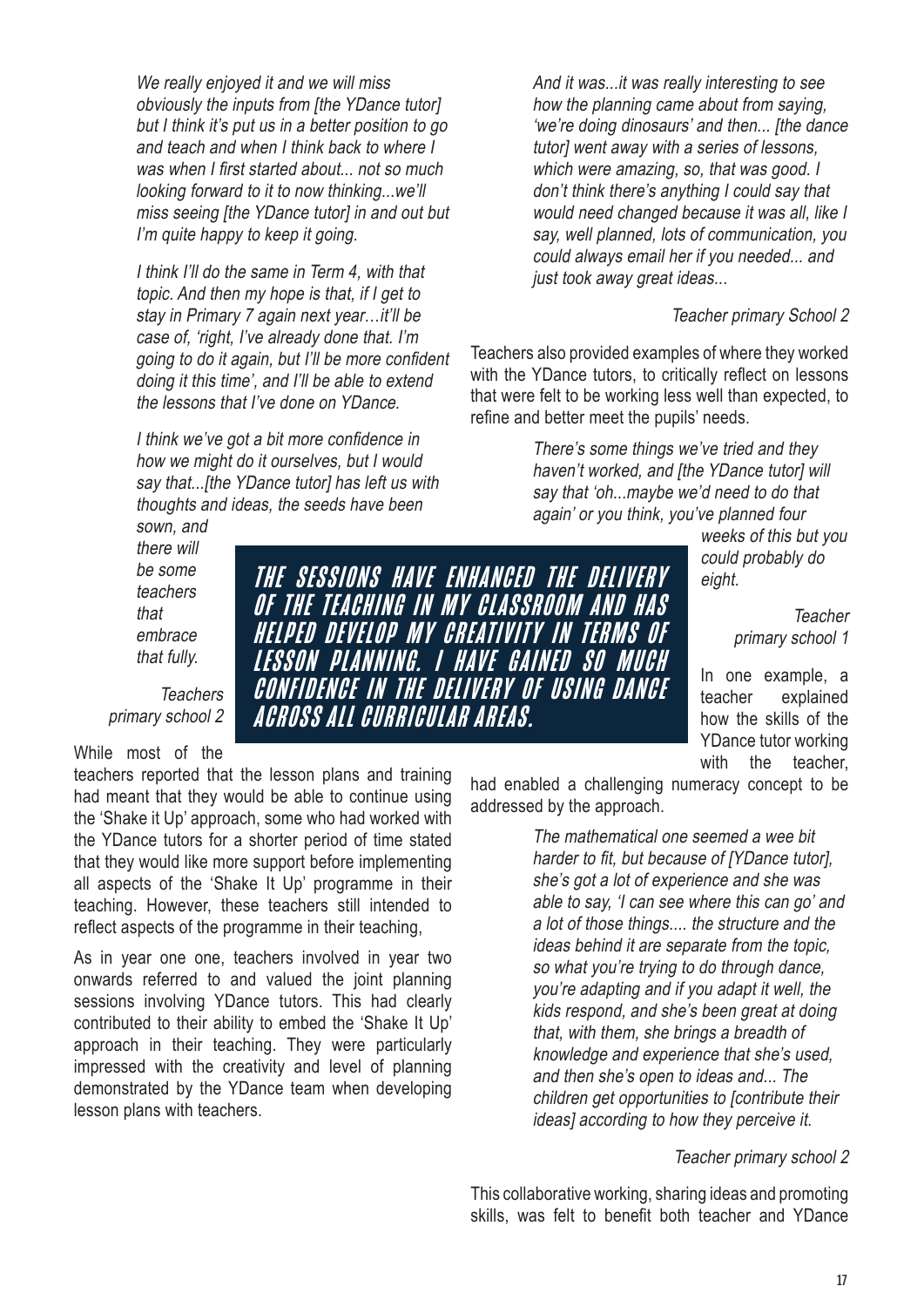*We really enjoyed it and we will miss obviously the inputs from [the YDance tutor] but I think it's put us in a better position to go and teach and when I think back to where I was when I first started about... not so much looking forward to it to now thinking...we'll miss seeing [the YDance tutor] in and out but I'm quite happy to keep it going.*

*I think I'll do the same in Term 4, with that topic. And then my hope is that, if I get to stay in Primary 7 again next year…it'll be case of, 'right, I've already done that. I'm going to do it again, but I'll be more confident doing it this time', and I'll be able to extend the lessons that I've done on YDance.*

*I think we've got a bit more confidence in how we might do it ourselves, but I would say that...[the YDance tutor] has left us with thoughts and ideas, the seeds have been sown, and there will be some teachers that embrace that fully.*

*Teachers primary school 2*

**THE SESSIONS HAVE ENHANCED THE DELIVERY OF THE TEACHING IN MY CLASSROOM AND HAS HELPED DEVELOP MY CREATIVITY IN TERMS OF LESSON PLANNING. I HAVE GAINED SO MUCH CONFIDENCE IN THE DELIVERY OF USING DANCE ACROSS ALL CURRICULAR AREAS.**

While most of the teachers reported that the lesson plans and training had meant that they would be able to continue using the 'Shake it Up' approach, some who had worked with the YDance tutors for a shorter period of time stated that they would like more support before implementing all aspects of the 'Shake It Up' programme in their teaching. However, these teachers still intended to reflect aspects of the programme in their teaching,

As in year one one, teachers involved in year two onwards referred to and valued the joint planning sessions involving YDance tutors. This had clearly contributed to their ability to embed the 'Shake It Up' approach in their teaching. They were particularly impressed with the creativity and level of planning demonstrated by the YDance team when developing lesson plans with teachers.

*And it was...it was really interesting to see how the planning came about from saying, 'we're doing dinosaurs' and then... [the dance tutor] went away with a series of lessons, which were amazing, so, that was good. I don't think there's anything I could say that would need changed because it was all, like I say, well planned, lots of communication, you could always email her if you needed... and just took away great ideas...*

*Teacher primary School 2*

Teachers also provided examples of where they worked with the YDance tutors, to critically reflect on lessons that were felt to be working less well than expected, to refine and better meet the pupils' needs.

*There's some things we've tried and they haven't worked, and [the YDance tutor] will say that 'oh...maybe we'd need to do that again' or you think, you've planned four weeks of this but you could probably do eight.*

*Teacher primary school 1*

In one example, a teacher explained how the skills of the YDance tutor working with the teacher, had enabled a challenging numeracy concept to be addressed by the approach.

*The mathematical one seemed a wee bit harder to fit, but because of [YDance tutor], she's got a lot of experience and she was able to say, 'I can see where this can go' and a lot of those things.... the structure and the ideas behind it are separate from the topic, so what you're trying to do through dance, you're adapting and if you adapt it well, the kids respond, and she's been great at doing that, with them, she brings a breadth of knowledge and experience that she's used, and then she's open to ideas and... The children get opportunities to [contribute their ideas] according to how they perceive it.*

*Teacher primary school 2*

This collaborative working, sharing ideas and promoting skills, was felt to benefit both teacher and YDance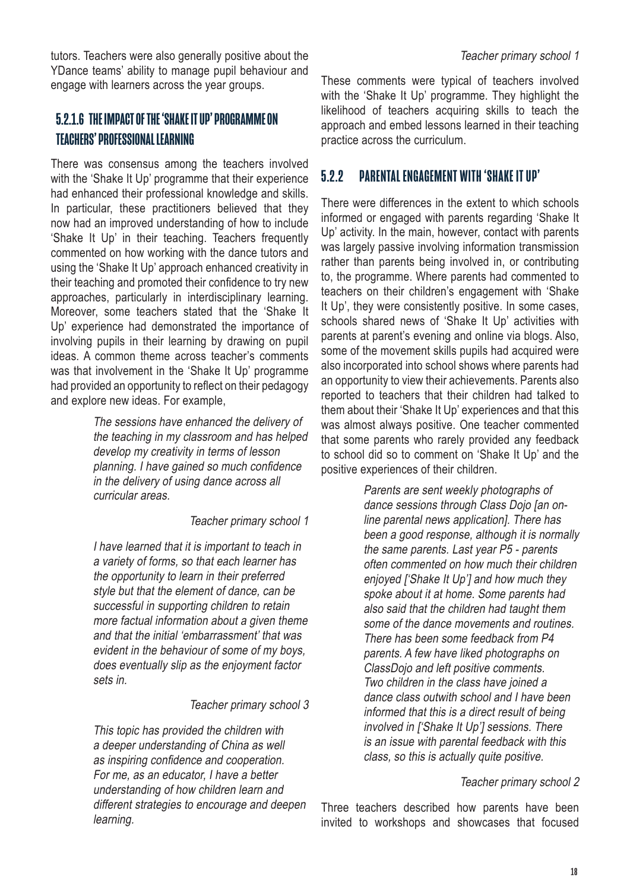tutors. Teachers were also generally positive about the YDance teams' ability to manage pupil behaviour and engage with learners across the year groups.

#### 5.2.1.6 THE IMPACT OF THE 'SHAKE IT UP' PROGRAMME ON TEACHERS' PROFESSIONAL LEARNING

There was consensus among the teachers involved with the 'Shake It Up' programme that their experience had enhanced their professional knowledge and skills. In particular, these practitioners believed that they now had an improved understanding of how to include 'Shake It Up' in their teaching. Teachers frequently commented on how working with the dance tutors and using the 'Shake It Up' approach enhanced creativity in their teaching and promoted their confidence to try new approaches, particularly in interdisciplinary learning. Moreover, some teachers stated that the 'Shake It Up' experience had demonstrated the importance of involving pupils in their learning by drawing on pupil ideas. A common theme across teacher's comments was that involvement in the 'Shake It Up' programme had provided an opportunity to reflect on their pedagogy and explore new ideas. For example,

> *The sessions have enhanced the delivery of the teaching in my classroom and has helped develop my creativity in terms of lesson planning. I have gained so much confidence in the delivery of using dance across all curricular areas.*
>
> *Teacher primary school 1*

> *I have learned that it is important to teach in a variety of forms, so that each learner has the opportunity to learn in their preferred style but that the element of dance, can be successful in supporting children to retain more factual information about a given theme and that the initial 'embarrassment' that was evident in the behaviour of some of my boys, does eventually slip as the enjoyment factor sets in.*
>
> *Teacher primary school 3*

> *This topic has provided the children with a deeper understanding of China as well as inspiring confidence and cooperation. For me, as an educator, I have a better understanding of how children learn and different strategies to encourage and deepen learning.*
>
> *Teacher primary school 1*

These comments were typical of teachers involved with the 'Shake It Up' programme. They highlight the likelihood of teachers acquiring skills to teach the approach and embed lessons learned in their teaching practice across the curriculum.

### 5.2.2 PARENTAL ENGAGEMENT WITH 'SHAKE IT UP'

There were differences in the extent to which schools informed or engaged with parents regarding 'Shake It Up' activity. In the main, however, contact with parents was largely passive involving information transmission rather than parents being involved in, or contributing to, the programme. Where parents had commented to teachers on their children's engagement with 'Shake It Up', they were consistently positive. In some cases, schools shared news of 'Shake It Up' activities with parents at parent's evening and online via blogs. Also, some of the movement skills pupils had acquired were also incorporated into school shows where parents had an opportunity to view their achievements. Parents also reported to teachers that their children had talked to them about their 'Shake It Up' experiences and that this was almost always positive. One teacher commented that some parents who rarely provided any feedback to school did so to comment on 'Shake It Up' and the positive experiences of their children.

> *Parents are sent weekly photographs of dance sessions through Class Dojo [an on-line parental news application]. There has been a good response, although it is normally the same parents. Last year P5 - parents often commented on how much their children enjoyed ['Shake It Up'] and how much they spoke about it at home. Some parents had also said that the children had taught them some of the dance movements and routines. There has been some feedback from P4 parents. A few have liked photographs on ClassDojo and left positive comments. Two children in the class have joined a dance class outwith school and I have been informed that this is a direct result of being involved in ['Shake It Up'] sessions. There is an issue with parental feedback with this class, so this is actually quite positive.*
>
> *Teacher primary school 2*

Three teachers described how parents have been invited to workshops and showcases that focused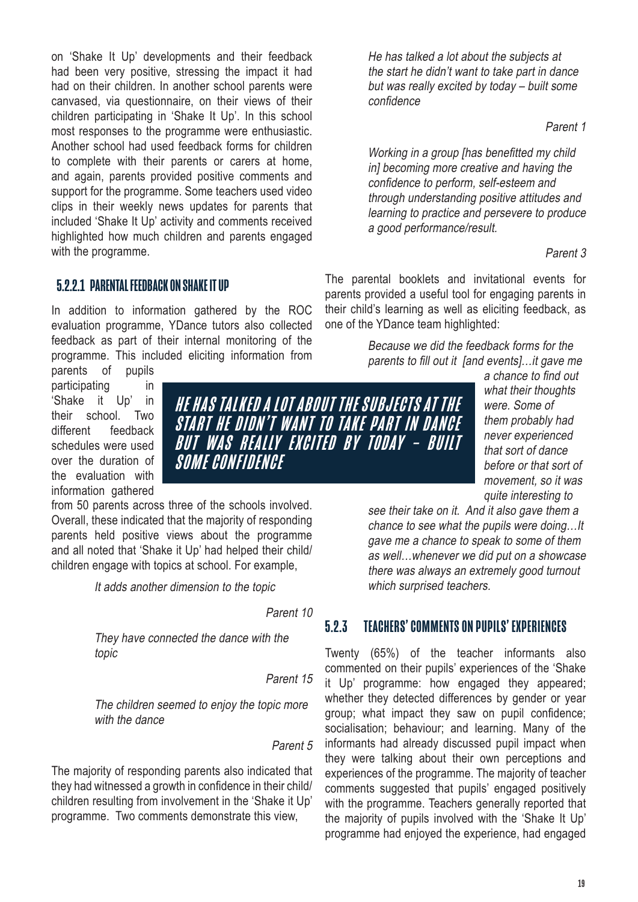on 'Shake It Up' developments and their feedback had been very positive, stressing the impact it had had on their children. In another school parents were canvased, via questionnaire, on their views of their children participating in 'Shake It Up'. In this school most responses to the programme were enthusiastic. Another school had used feedback forms for children to complete with their parents or carers at home, and again, parents provided positive comments and support for the programme. Some teachers used video clips in their weekly news updates for parents that included 'Shake It Up' activity and comments received highlighted how much children and parents engaged with the programme.

#### 5.2.2.1 PARENTAL FEEDBACK ON SHAKE IT UP

In addition to information gathered by the ROC evaluation programme, YDance tutors also collected feedback as part of their internal monitoring of the programme. This included eliciting information from parents of pupils participating in 'Shake it Up' in their school. Two different feedback schedules were used over the duration of the evaluation with information gathered from 50 parents across three of the schools involved. Overall, these indicated that the majority of responding parents held positive views about the programme and all noted that 'Shake it Up' had helped their child/children engage with topics at school. For example,

> *It adds another dimension to the topic*
>
> Parent 10

> *They have connected the dance with the topic*
>
> Parent 15

> *The children seemed to enjoy the topic more with the dance*
>
> Parent 5

The majority of responding parents also indicated that they had witnessed a growth in confidence in their child/children resulting from involvement in the 'Shake it Up' programme. Two comments demonstrate this view,

> *He has talked a lot about the subjects at the start he didn't want to take part in dance but was really excited by today – built some confidence*
>
> Parent 1

> *Working in a group [has benefitted my child in] becoming more creative and having the confidence to perform, self-esteem and through understanding positive attitudes and learning to practice and persevere to produce a good performance/result.*
>
> Parent 3

The parental booklets and invitational events for parents provided a useful tool for engaging parents in their child's learning as well as eliciting feedback, as one of the YDance team highlighted:

> *Because we did the feedback forms for the parents to fill out it [and events]…it gave me a chance to find out what their thoughts were. Some of them probably had never experienced that sort of dance before or that sort of movement, so it was quite interesting to see their take on it. And it also gave them a chance to see what the pupils were doing…It gave me a chance to speak to some of them as well…whenever we did put on a showcase there was always an extremely good turnout which surprised teachers.*

**HE HAS TALKED A LOT ABOUT THE SUBJECTS AT THE START HE DIDN'T WANT TO TAKE PART IN DANCE BUT WAS REALLY EXCITED BY TODAY – BUILT SOME CONFIDENCE**

### 5.2.3 TEACHERS' COMMENTS ON PUPILS' EXPERIENCES

Twenty (65%) of the teacher informants also commented on their pupils' experiences of the 'Shake it Up' programme: how engaged they appeared; whether they detected differences by gender or year group; what impact they saw on pupil confidence; socialisation; behaviour; and learning. Many of the informants had already discussed pupil impact when they were talking about their own perceptions and experiences of the programme. The majority of teacher comments suggested that pupils' engaged positively with the programme. Teachers generally reported that the majority of pupils involved with the 'Shake It Up' programme had enjoyed the experience, had engaged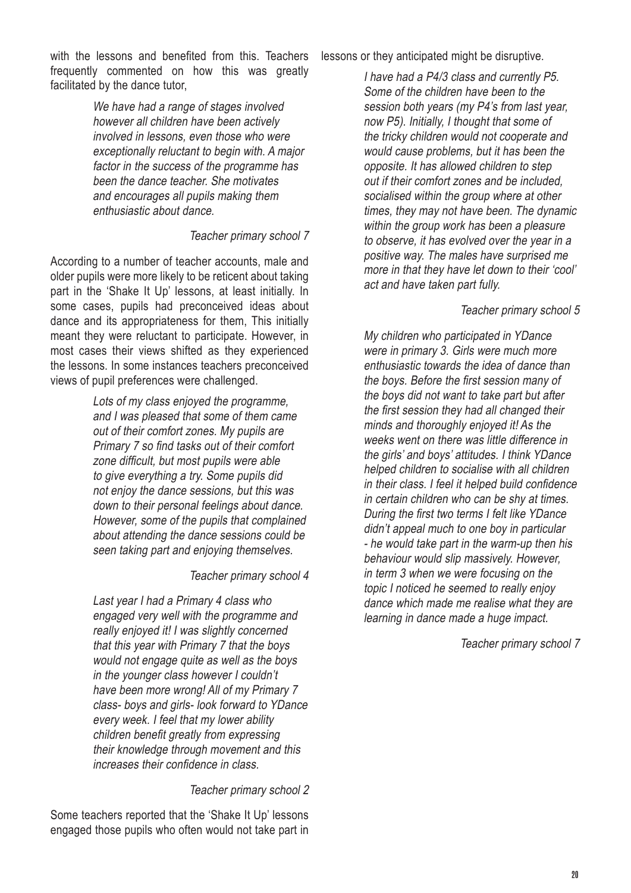with the lessons and benefited from this. Teachers frequently commented on how this was greatly facilitated by the dance tutor,

> *We have had a range of stages involved however all children have been actively involved in lessons, even those who were exceptionally reluctant to begin with. A major factor in the success of the programme has been the dance teacher. She motivates and encourages all pupils making them enthusiastic about dance.*
>
> *Teacher primary school 7*

According to a number of teacher accounts, male and older pupils were more likely to be reticent about taking part in the 'Shake It Up' lessons, at least initially. In some cases, pupils had preconceived ideas about dance and its appropriateness for them, This initially meant they were reluctant to participate. However, in most cases their views shifted as they experienced the lessons. In some instances teachers preconceived views of pupil preferences were challenged.

> *Lots of my class enjoyed the programme, and I was pleased that some of them came out of their comfort zones. My pupils are Primary 7 so find tasks out of their comfort zone difficult, but most pupils were able to give everything a try. Some pupils did not enjoy the dance sessions, but this was down to their personal feelings about dance. However, some of the pupils that complained about attending the dance sessions could be seen taking part and enjoying themselves.*
>
> *Teacher primary school 4*

> *Last year I had a Primary 4 class who engaged very well with the programme and really enjoyed it! I was slightly concerned that this year with Primary 7 that the boys would not engage quite as well as the boys in the younger class however I couldn't have been more wrong! All of my Primary 7 class- boys and girls- look forward to YDance every week. I feel that my lower ability children benefit greatly from expressing their knowledge through movement and this increases their confidence in class.*
>
> *Teacher primary school 2*

Some teachers reported that the 'Shake It Up' lessons engaged those pupils who often would not take part in lessons or they anticipated might be disruptive.

> *I have had a P4/3 class and currently P5. Some of the children have been to the session both years (my P4's from last year, now P5). Initially, I thought that some of the tricky children would not cooperate and would cause problems, but it has been the opposite. It has allowed children to step out if their comfort zones and be included, socialised within the group where at other times, they may not have been. The dynamic within the group work has been a pleasure to observe, it has evolved over the year in a positive way. The males have surprised me more in that they have let down to their 'cool' act and have taken part fully.*
>
> *Teacher primary school 5*

> *My children who participated in YDance were in primary 3. Girls were much more enthusiastic towards the idea of dance than the boys. Before the first session many of the boys did not want to take part but after the first session they had all changed their minds and thoroughly enjoyed it! As the weeks went on there was little difference in the girls' and boys' attitudes. I think YDance helped children to socialise with all children in their class. I feel it helped build confidence in certain children who can be shy at times. During the first two terms I felt like YDance didn't appeal much to one boy in particular - he would take part in the warm-up then his behaviour would slip massively. However, in term 3 when we were focusing on the topic I noticed he seemed to really enjoy dance which made me realise what they are learning in dance made a huge impact.*
>
> *Teacher primary school 7*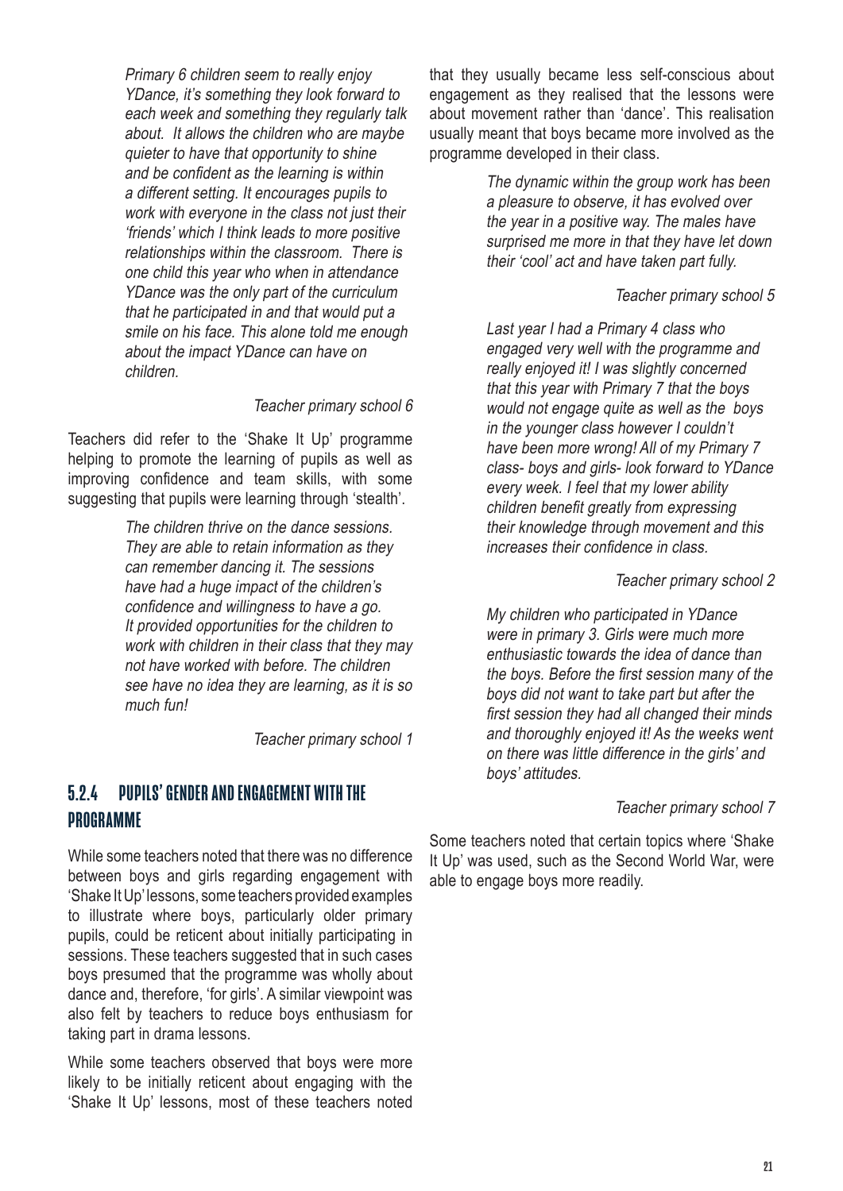> *Primary 6 children seem to really enjoy YDance, it's something they look forward to each week and something they regularly talk about. It allows the children who are maybe quieter to have that opportunity to shine and be confident as the learning is within a different setting. It encourages pupils to work with everyone in the class not just their 'friends' which I think leads to more positive relationships within the classroom. There is one child this year who when in attendance YDance was the only part of the curriculum that he participated in and that would put a smile on his face. This alone told me enough about the impact YDance can have on children.*
>
> *Teacher primary school 6*

Teachers did refer to the 'Shake It Up' programme helping to promote the learning of pupils as well as improving confidence and team skills, with some suggesting that pupils were learning through 'stealth'.

> *The children thrive on the dance sessions. They are able to retain information as they can remember dancing it. The sessions have had a huge impact of the children's confidence and willingness to have a go. It provided opportunities for the children to work with children in their class that they may not have worked with before. The children see have no idea they are learning, as it is so much fun!*
>
> *Teacher primary school 1*

### 5.2.4 PUPILS' GENDER AND ENGAGEMENT WITH THE PROGRAMME

While some teachers noted that there was no difference between boys and girls regarding engagement with 'Shake It Up' lessons, some teachers provided examples to illustrate where boys, particularly older primary pupils, could be reticent about initially participating in sessions. These teachers suggested that in such cases boys presumed that the programme was wholly about dance and, therefore, 'for girls'. A similar viewpoint was also felt by teachers to reduce boys enthusiasm for taking part in drama lessons.

While some teachers observed that boys were more likely to be initially reticent about engaging with the 'Shake It Up' lessons, most of these teachers noted that they usually became less self-conscious about engagement as they realised that the lessons were about movement rather than 'dance'. This realisation usually meant that boys became more involved as the programme developed in their class.

> *The dynamic within the group work has been a pleasure to observe, it has evolved over the year in a positive way. The males have surprised me more in that they have let down their 'cool' act and have taken part fully.*
>
> *Teacher primary school 5*

> *Last year I had a Primary 4 class who engaged very well with the programme and really enjoyed it! I was slightly concerned that this year with Primary 7 that the boys would not engage quite as well as the boys in the younger class however I couldn't have been more wrong! All of my Primary 7 class- boys and girls- look forward to YDance every week. I feel that my lower ability children benefit greatly from expressing their knowledge through movement and this increases their confidence in class.*
>
> *Teacher primary school 2*

> *My children who participated in YDance were in primary 3. Girls were much more enthusiastic towards the idea of dance than the boys. Before the first session many of the boys did not want to take part but after the first session they had all changed their minds and thoroughly enjoyed it! As the weeks went on there was little difference in the girls' and boys' attitudes.*
>
> *Teacher primary school 7*

Some teachers noted that certain topics where 'Shake It Up' was used, such as the Second World War, were able to engage boys more readily.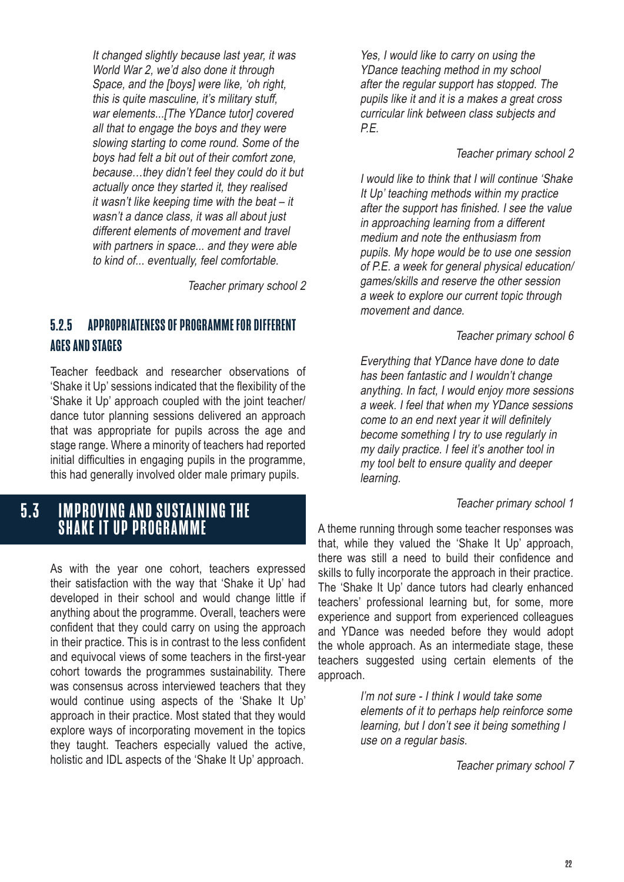*It changed slightly because last year, it was World War 2, we'd also done it through Space, and the [boys] were like, 'oh right, this is quite masculine, it's military stuff, war elements...[The YDance tutor] covered all that to engage the boys and they were slowing starting to come round. Some of the boys had felt a bit out of their comfort zone, because…they didn't feel they could do it but actually once they started it, they realised it wasn't like keeping time with the beat – it wasn't a dance class, it was all about just different elements of movement and travel with partners in space... and they were able to kind of... eventually, feel comfortable.*

*Teacher primary school 2*

### 5.2.5 APPROPRIATENESS OF PROGRAMME FOR DIFFERENT AGES AND STAGES

Teacher feedback and researcher observations of 'Shake it Up' sessions indicated that the flexibility of the 'Shake it Up' approach coupled with the joint teacher/dance tutor planning sessions delivered an approach that was appropriate for pupils across the age and stage range. Where a minority of teachers had reported initial difficulties in engaging pupils in the programme, this had generally involved older male primary pupils.

## 5.3 IMPROVING AND SUSTAINING THE SHAKE IT UP PROGRAMME

As with the year one cohort, teachers expressed their satisfaction with the way that 'Shake it Up' had developed in their school and would change little if anything about the programme. Overall, teachers were confident that they could carry on using the approach in their practice. This is in contrast to the less confident and equivocal views of some teachers in the first-year cohort towards the programmes sustainability. There was consensus across interviewed teachers that they would continue using aspects of the 'Shake It Up' approach in their practice. Most stated that they would explore ways of incorporating movement in the topics they taught. Teachers especially valued the active, holistic and IDL aspects of the 'Shake It Up' approach.

*Yes, I would like to carry on using the YDance teaching method in my school after the regular support has stopped. The pupils like it and it is a makes a great cross curricular link between class subjects and P.E.*

*Teacher primary school 2*

*I would like to think that I will continue 'Shake It Up' teaching methods within my practice after the support has finished. I see the value in approaching learning from a different medium and note the enthusiasm from pupils. My hope would be to use one session of P.E. a week for general physical education/ games/skills and reserve the other session a week to explore our current topic through movement and dance.*

*Teacher primary school 6*

*Everything that YDance have done to date has been fantastic and I wouldn't change anything. In fact, I would enjoy more sessions a week. I feel that when my YDance sessions come to an end next year it will definitely become something I try to use regularly in my daily practice. I feel it's another tool in my tool belt to ensure quality and deeper learning.*

*Teacher primary school 1*

A theme running through some teacher responses was that, while they valued the 'Shake It Up' approach, there was still a need to build their confidence and skills to fully incorporate the approach in their practice. The 'Shake It Up' dance tutors had clearly enhanced teachers' professional learning but, for some, more experience and support from experienced colleagues and YDance was needed before they would adopt the whole approach. As an intermediate stage, these teachers suggested using certain elements of the approach.

*I'm not sure - I think I would take some elements of it to perhaps help reinforce some learning, but I don't see it being something I use on a regular basis.*

*Teacher primary school 7*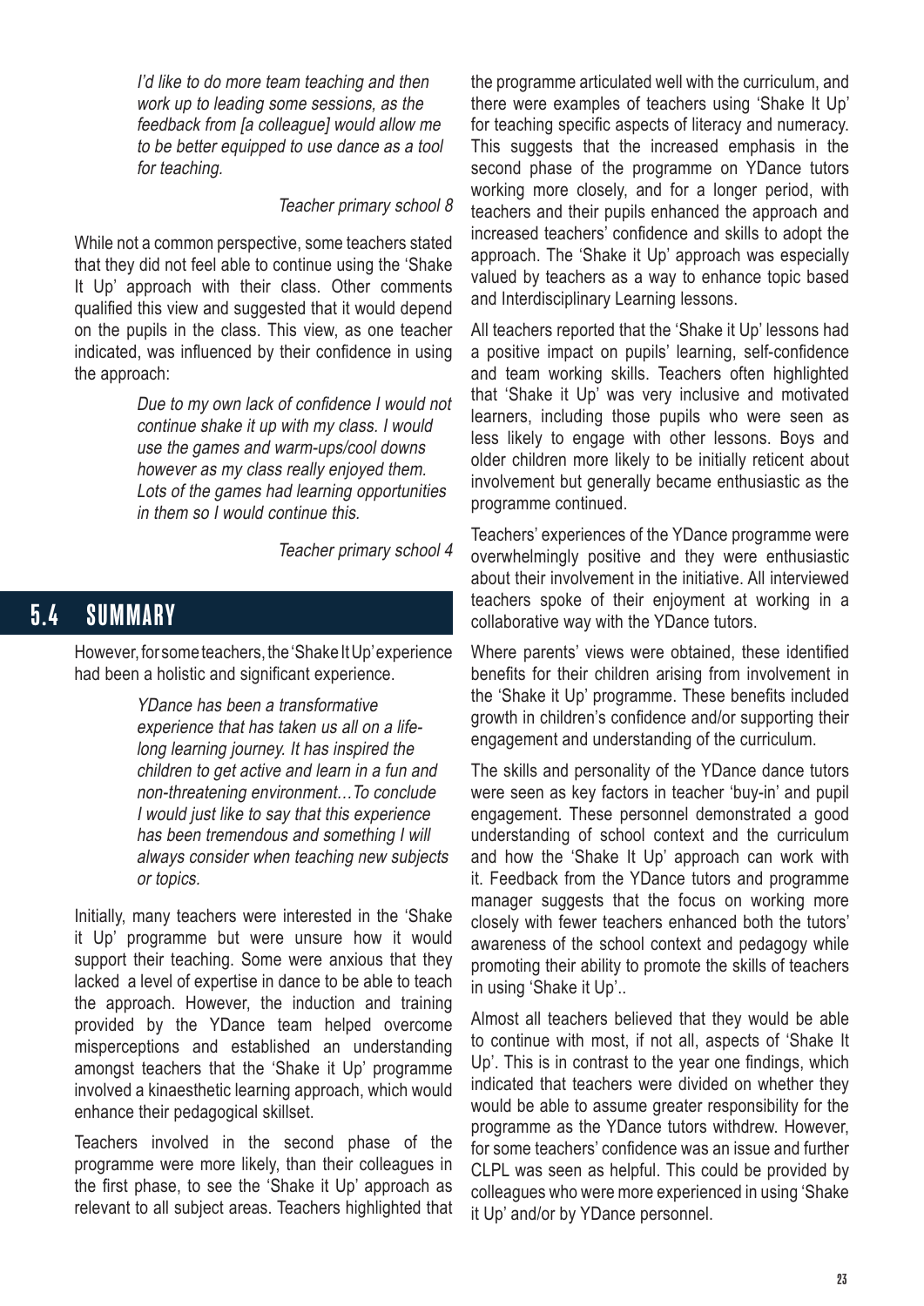> *I'd like to do more team teaching and then work up to leading some sessions, as the feedback from [a colleague] would allow me to be better equipped to use dance as a tool for teaching.*
>
> *Teacher primary school 8*

While not a common perspective, some teachers stated that they did not feel able to continue using the 'Shake It Up' approach with their class. Other comments qualified this view and suggested that it would depend on the pupils in the class. This view, as one teacher indicated, was influenced by their confidence in using the approach:

> *Due to my own lack of confidence I would not continue shake it up with my class. I would use the games and warm-ups/cool downs however as my class really enjoyed them. Lots of the games had learning opportunities in them so I would continue this.*
>
> *Teacher primary school 4*

## 5.4 SUMMARY

However, for some teachers, the 'Shake It Up' experience had been a holistic and significant experience.

> *YDance has been a transformative experience that has taken us all on a life-long learning journey. It has inspired the children to get active and learn in a fun and non-threatening environment…To conclude I would just like to say that this experience has been tremendous and something I will always consider when teaching new subjects or topics.*

Initially, many teachers were interested in the 'Shake it Up' programme but were unsure how it would support their teaching. Some were anxious that they lacked a level of expertise in dance to be able to teach the approach. However, the induction and training provided by the YDance team helped overcome misperceptions and established an understanding amongst teachers that the 'Shake it Up' programme involved a kinaesthetic learning approach, which would enhance their pedagogical skillset.

Teachers involved in the second phase of the programme were more likely, than their colleagues in the first phase, to see the 'Shake it Up' approach as relevant to all subject areas. Teachers highlighted that the programme articulated well with the curriculum, and there were examples of teachers using 'Shake It Up' for teaching specific aspects of literacy and numeracy. This suggests that the increased emphasis in the second phase of the programme on YDance tutors working more closely, and for a longer period, with teachers and their pupils enhanced the approach and increased teachers' confidence and skills to adopt the approach. The 'Shake it Up' approach was especially valued by teachers as a way to enhance topic based and Interdisciplinary Learning lessons.

All teachers reported that the 'Shake it Up' lessons had a positive impact on pupils' learning, self-confidence and team working skills. Teachers often highlighted that 'Shake it Up' was very inclusive and motivated learners, including those pupils who were seen as less likely to engage with other lessons. Boys and older children more likely to be initially reticent about involvement but generally became enthusiastic as the programme continued.

Teachers' experiences of the YDance programme were overwhelmingly positive and they were enthusiastic about their involvement in the initiative. All interviewed teachers spoke of their enjoyment at working in a collaborative way with the YDance tutors.

Where parents' views were obtained, these identified benefits for their children arising from involvement in the 'Shake it Up' programme. These benefits included growth in children's confidence and/or supporting their engagement and understanding of the curriculum.

The skills and personality of the YDance dance tutors were seen as key factors in teacher 'buy-in' and pupil engagement. These personnel demonstrated a good understanding of school context and the curriculum and how the 'Shake It Up' approach can work with it. Feedback from the YDance tutors and programme manager suggests that the focus on working more closely with fewer teachers enhanced both the tutors' awareness of the school context and pedagogy while promoting their ability to promote the skills of teachers in using 'Shake it Up'..

Almost all teachers believed that they would be able to continue with most, if not all, aspects of 'Shake It Up'. This is in contrast to the year one findings, which indicated that teachers were divided on whether they would be able to assume greater responsibility for the programme as the YDance tutors withdrew. However, for some teachers' confidence was an issue and further CLPL was seen as helpful. This could be provided by colleagues who were more experienced in using 'Shake it Up' and/or by YDance personnel.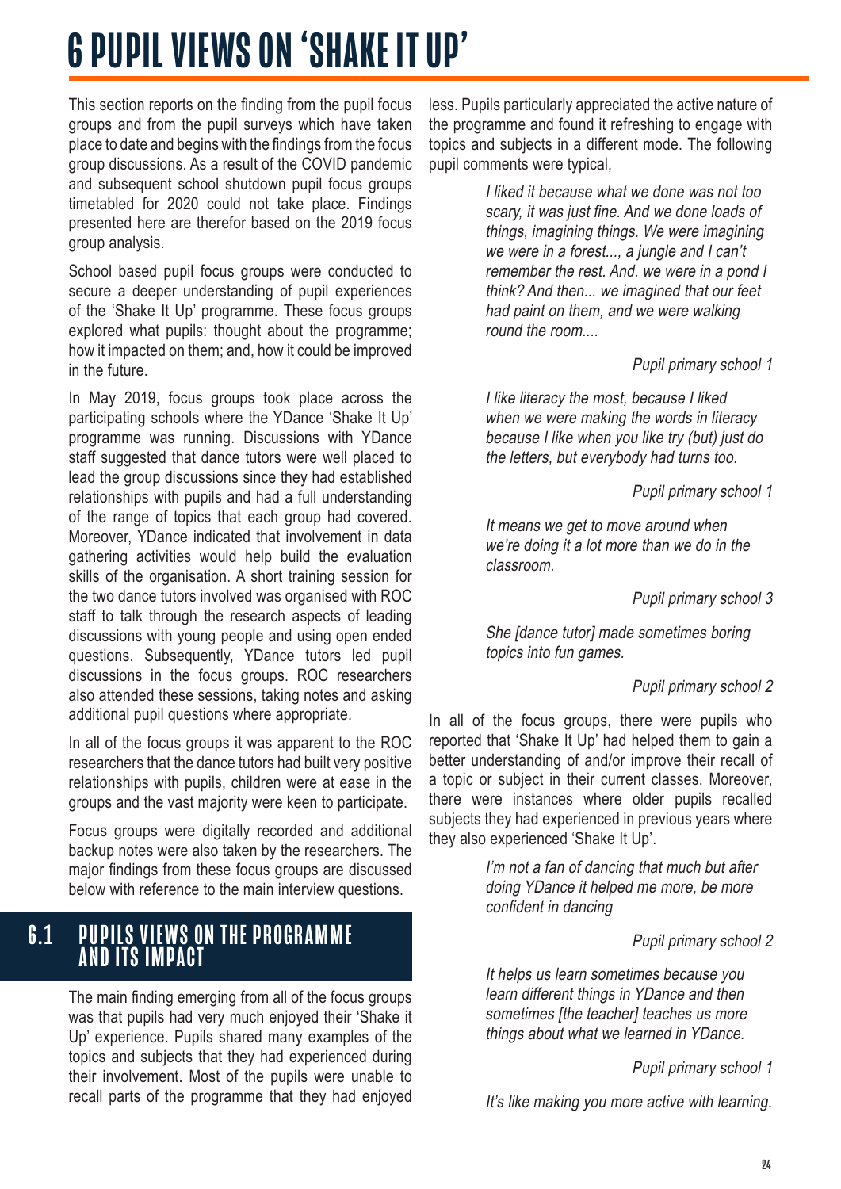# 6 PUPIL VIEWS ON 'SHAKE IT UP'

This section reports on the finding from the pupil focus groups and from the pupil surveys which have taken place to date and begins with the findings from the focus group discussions. As a result of the COVID pandemic and subsequent school shutdown pupil focus groups timetabled for 2020 could not take place. Findings presented here are therefor based on the 2019 focus group analysis.

School based pupil focus groups were conducted to secure a deeper understanding of pupil experiences of the 'Shake It Up' programme. These focus groups explored what pupils: thought about the programme; how it impacted on them; and, how it could be improved in the future.

In May 2019, focus groups took place across the participating schools where the YDance 'Shake It Up' programme was running. Discussions with YDance staff suggested that dance tutors were well placed to lead the group discussions since they had established relationships with pupils and had a full understanding of the range of topics that each group had covered. Moreover, YDance indicated that involvement in data gathering activities would help build the evaluation skills of the organisation. A short training session for the two dance tutors involved was organised with ROC staff to talk through the research aspects of leading discussions with young people and using open ended questions. Subsequently, YDance tutors led pupil discussions in the focus groups. ROC researchers also attended these sessions, taking notes and asking additional pupil questions where appropriate.

In all of the focus groups it was apparent to the ROC researchers that the dance tutors had built very positive relationships with pupils, children were at ease in the groups and the vast majority were keen to participate.

Focus groups were digitally recorded and additional backup notes were also taken by the researchers. The major findings from these focus groups are discussed below with reference to the main interview questions.

## 6.1 PUPILS VIEWS ON THE PROGRAMME AND ITS IMPACT

The main finding emerging from all of the focus groups was that pupils had very much enjoyed their 'Shake it Up' experience. Pupils shared many examples of the topics and subjects that they had experienced during their involvement. Most of the pupils were unable to recall parts of the programme that they had enjoyed less. Pupils particularly appreciated the active nature of the programme and found it refreshing to engage with topics and subjects in a different mode. The following pupil comments were typical,

> *I liked it because what we done was not too scary, it was just fine. And we done loads of things, imagining things. We were imagining we were in a forest..., a jungle and I can't remember the rest. And. we were in a pond I think? And then... we imagined that our feet had paint on them, and we were walking round the room....*
>
> *Pupil primary school 1*

> *I like literacy the most, because I liked when we were making the words in literacy because I like when you like try (but) just do the letters, but everybody had turns too.*
>
> *Pupil primary school 1*

> *It means we get to move around when we're doing it a lot more than we do in the classroom.*
>
> *Pupil primary school 3*

> *She [dance tutor] made sometimes boring topics into fun games.*
>
> *Pupil primary school 2*

In all of the focus groups, there were pupils who reported that 'Shake It Up' had helped them to gain a better understanding of and/or improve their recall of a topic or subject in their current classes. Moreover, there were instances where older pupils recalled subjects they had experienced in previous years where they also experienced 'Shake It Up'.

> *I'm not a fan of dancing that much but after doing YDance it helped me more, be more confident in dancing*
>
> *Pupil primary school 2*

> *It helps us learn sometimes because you learn different things in YDance and then sometimes [the teacher] teaches us more things about what we learned in YDance.*
>
> *Pupil primary school 1*

> *It's like making you more active with learning.*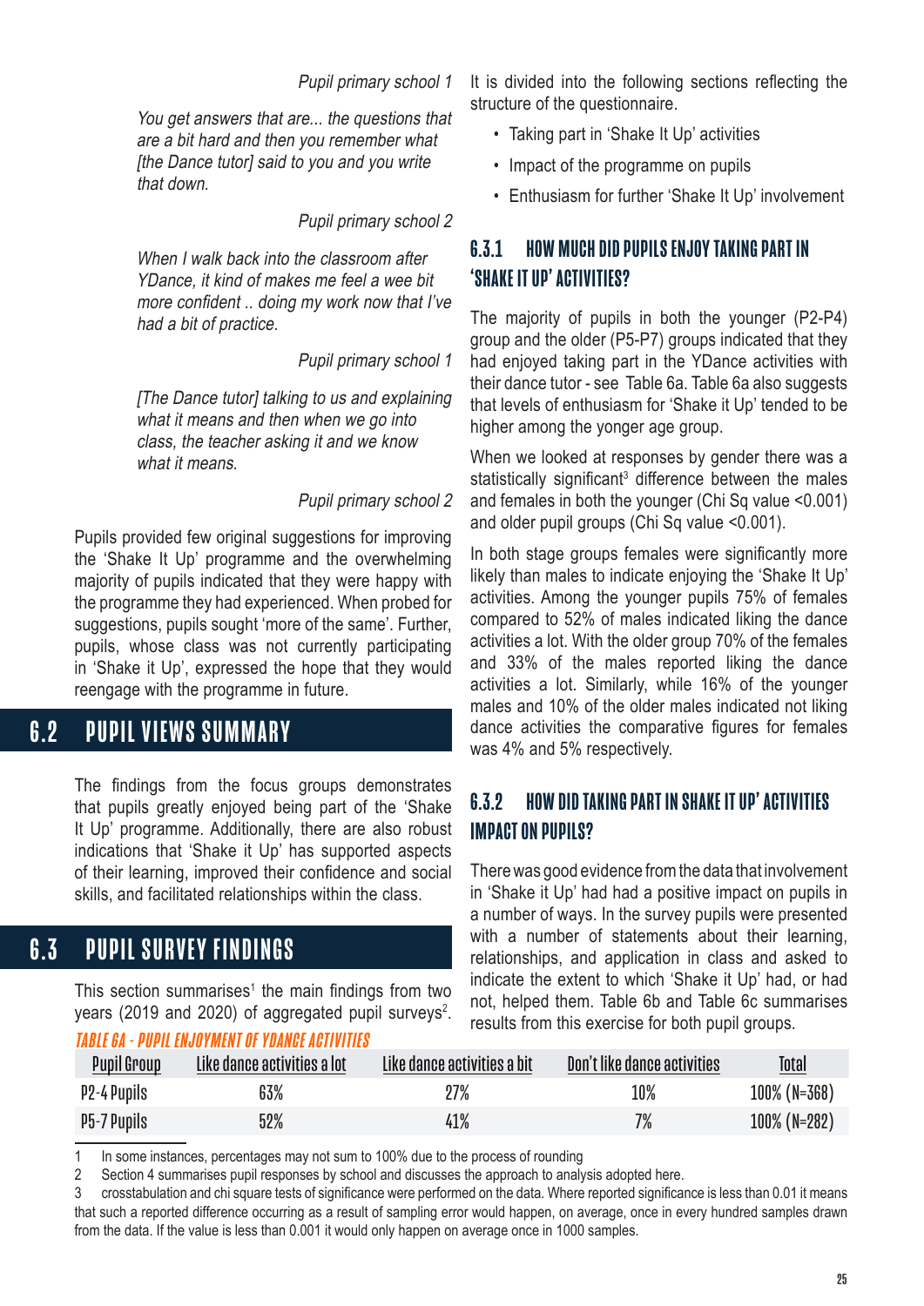*Pupil primary school 1*

*You get answers that are... the questions that are a bit hard and then you remember what [the Dance tutor] said to you and you write that down.*

*Pupil primary school 2*

*When I walk back into the classroom after YDance, it kind of makes me feel a wee bit more confident .. doing my work now that I've had a bit of practice.*

*Pupil primary school 1*

*[The Dance tutor] talking to us and explaining what it means and then when we go into class, the teacher asking it and we know what it means.*

*Pupil primary school 2*

Pupils provided few original suggestions for improving the 'Shake It Up' programme and the overwhelming majority of pupils indicated that they were happy with the programme they had experienced. When probed for suggestions, pupils sought 'more of the same'. Further, pupils, whose class was not currently participating in 'Shake it Up', expressed the hope that they would reengage with the programme in future.

## 6.2 PUPIL VIEWS SUMMARY

The findings from the focus groups demonstrates that pupils greatly enjoyed being part of the 'Shake It Up' programme. Additionally, there are also robust indications that 'Shake it Up' has supported aspects of their learning, improved their confidence and social skills, and facilitated relationships within the class.

## 6.3 PUPIL SURVEY FINDINGS

This section summarises[1] the main findings from two years (2019 and 2020) of aggregated pupil surveys[2]. It is divided into the following sections reflecting the structure of the questionnaire.

- Taking part in 'Shake It Up' activities
- Impact of the programme on pupils
- Enthusiasm for further 'Shake It Up' involvement

### 6.3.1 HOW MUCH DID PUPILS ENJOY TAKING PART IN 'SHAKE IT UP' ACTIVITIES?

The majority of pupils in both the younger (P2-P4) group and the older (P5-P7) groups indicated that they had enjoyed taking part in the YDance activities with their dance tutor - see Table 6a. Table 6a also suggests that levels of enthusiasm for 'Shake it Up' tended to be higher among the yonger age group.

When we looked at responses by gender there was a statistically significant[3] difference between the males and females in both the younger (Chi Sq value <0.001) and older pupil groups (Chi Sq value <0.001).

In both stage groups females were significantly more likely than males to indicate enjoying the 'Shake It Up' activities. Among the younger pupils 75% of females compared to 52% of males indicated liking the dance activities a lot. With the older group 70% of the females and 33% of the males reported liking the dance activities a lot. Similarly, while 16% of the younger males and 10% of the older males indicated not liking dance activities the comparative figures for females was 4% and 5% respectively.

### 6.3.2 HOW DID TAKING PART IN SHAKE IT UP' ACTIVITIES IMPACT ON PUPILS?

There was good evidence from the data that involvement in 'Shake it Up' had had a positive impact on pupils in a number of ways. In the survey pupils were presented with a number of statements about their learning, relationships, and application in class and asked to indicate the extent to which 'Shake it Up' had, or had not, helped them. Table 6b and Table 6c summarises results from this exercise for both pupil groups.

*TABLE 6A - PUPIL ENJOYMENT OF YDANCE ACTIVITIES*

| Pupil Group | Like dance activities a lot | Like dance activities a bit | Don't like dance activities | Total |
|---|---|---|---|---|
| P2-4 Pupils | 63% | 27% | 10% | 100% (N=368) |
| P5-7 Pupils | 52% | 41% | 7% | 100% (N=282) |

1 In some instances, percentages may not sum to 100% due to the process of rounding

2 Section 4 summarises pupil responses by school and discusses the approach to analysis adopted here.

3 crosstabulation and chi square tests of significance were performed on the data. Where reported significance is less than 0.01 it means that such a reported difference occurring as a result of sampling error would happen, on average, once in every hundred samples drawn from the data. If the value is less than 0.001 it would only happen on average once in 1000 samples.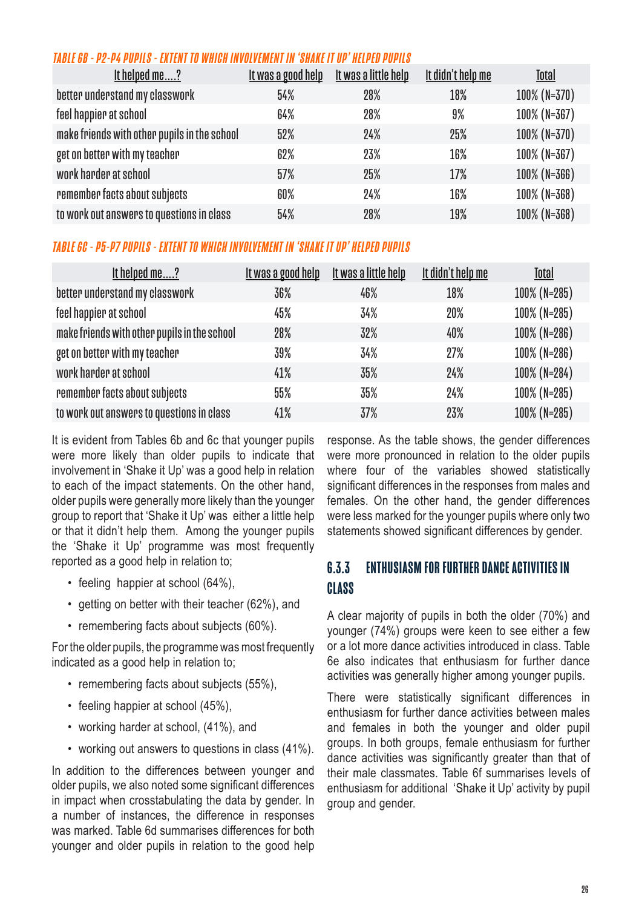*TABLE 6B - P2-P4 PUPILS - EXTENT TO WHICH INVOLVEMENT IN 'SHAKE IT UP' HELPED PUPILS*

| It helped me....? | It was a good help | It was a little help | It didn't help me | Total |
|---|---|---|---|---|
| better understand my classwork | 54% | 28% | 18% | 100% (N=370) |
| feel happier at school | 64% | 28% | 9% | 100% (N=367) |
| make friends with other pupils in the school | 52% | 24% | 25% | 100% (N=370) |
| get on better with my teacher | 62% | 23% | 16% | 100% (N=367) |
| work harder at school | 57% | 25% | 17% | 100% (N=366) |
| remember facts about subjects | 60% | 24% | 16% | 100% (N=368) |
| to work out answers to questions in class | 54% | 28% | 19% | 100% (N=368) |

*TABLE 6C - P5-P7 PUPILS - EXTENT TO WHICH INVOLVEMENT IN 'SHAKE IT UP' HELPED PUPILS*

| It helped me....? | It was a good help | It was a little help | It didn't help me | Total |
|---|---|---|---|---|
| better understand my classwork | 36% | 46% | 18% | 100% (N=285) |
| feel happier at school | 45% | 34% | 20% | 100% (N=285) |
| make friends with other pupils in the school | 28% | 32% | 40% | 100% (N=286) |
| get on better with my teacher | 39% | 34% | 27% | 100% (N=286) |
| work harder at school | 41% | 35% | 24% | 100% (N=284) |
| remember facts about subjects | 55% | 35% | 24% | 100% (N=285) |
| to work out answers to questions in class | 41% | 37% | 23% | 100% (N=285) |

It is evident from Tables 6b and 6c that younger pupils were more likely than older pupils to indicate that involvement in 'Shake it Up' was a good help in relation to each of the impact statements. On the other hand, older pupils were generally more likely than the younger group to report that 'Shake it Up' was either a little help or that it didn't help them. Among the younger pupils the 'Shake it Up' programme was most frequently reported as a good help in relation to;

- feeling happier at school (64%),
- getting on better with their teacher (62%), and
- remembering facts about subjects (60%).

For the older pupils, the programme was most frequently indicated as a good help in relation to;

- remembering facts about subjects (55%),
- feeling happier at school (45%),
- working harder at school, (41%), and
- working out answers to questions in class (41%).

In addition to the differences between younger and older pupils, we also noted some significant differences in impact when crosstabulating the data by gender. In a number of instances, the difference in responses was marked. Table 6d summarises differences for both younger and older pupils in relation to the good help response. As the table shows, the gender differences were more pronounced in relation to the older pupils where four of the variables showed statistically significant differences in the responses from males and females. On the other hand, the gender differences were less marked for the younger pupils where only two statements showed significant differences by gender.

### 6.3.3 ENTHUSIASM FOR FURTHER DANCE ACTIVITIES IN CLASS

A clear majority of pupils in both the older (70%) and younger (74%) groups were keen to see either a few or a lot more dance activities introduced in class. Table 6e also indicates that enthusiasm for further dance activities was generally higher among younger pupils.

There were statistically significant differences in enthusiasm for further dance activities between males and females in both the younger and older pupil groups. In both groups, female enthusiasm for further dance activities was significantly greater than that of their male classmates. Table 6f summarises levels of enthusiasm for additional 'Shake it Up' activity by pupil group and gender.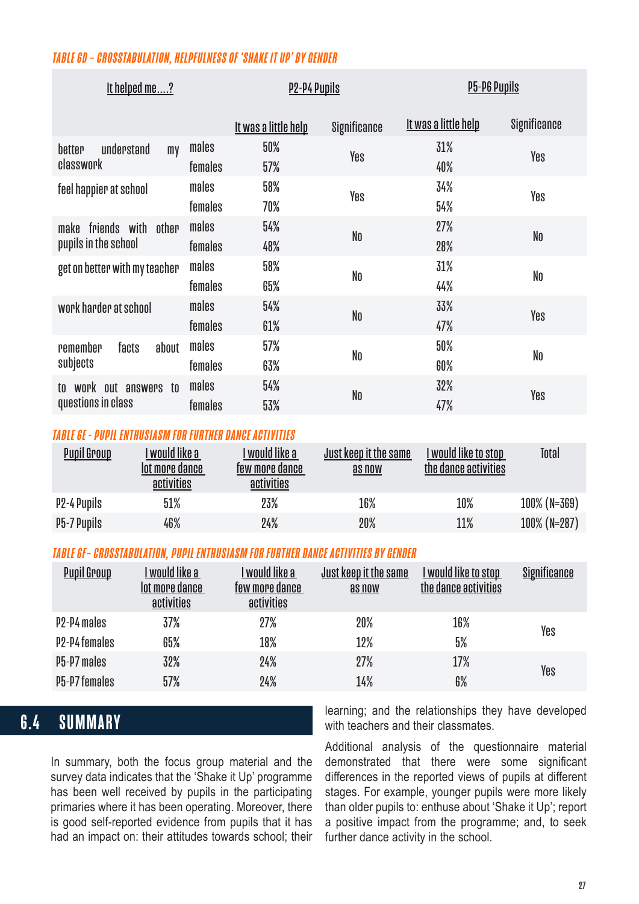*TABLE 6D – CROSSTABULATION, HELPFULNESS OF 'SHAKE IT UP' BY GENDER*

| It helped me....? | | P2-P4 Pupils | | P5-P6 Pupils | |
|---|---|---|---|---|---|
| | | It was a little help | Significance | It was a little help | Significance |
| better understand my classwork | males | 50% | Yes | 31% | Yes |
| | females | 57% | | 40% | |
| feel happier at school | males | 58% | Yes | 34% | Yes |
| | females | 70% | | 54% | |
| make friends with other pupils in the school | males | 54% | No | 27% | No |
| | females | 48% | | 28% | |
| get on better with my teacher | males | 58% | No | 31% | No |
| | females | 65% | | 44% | |
| work harder at school | males | 54% | No | 33% | Yes |
| | females | 61% | | 47% | |
| remember facts about subjects | males | 57% | No | 50% | No |
| | females | 63% | | 60% | |
| to work out answers to questions in class | males | 54% | No | 32% | Yes |
| | females | 53% | | 47% | |

*TABLE 6E - PUPIL ENTHUSIASM FOR FURTHER DANCE ACTIVITIES*

| Pupil Group | I would like a lot more dance activities | I would like a few more dance activities | Just keep it the same as now | I would like to stop the dance activities | Total |
|---|---|---|---|---|---|
| P2-4 Pupils | 51% | 23% | 16% | 10% | 100% (N=369) |
| P5-7 Pupils | 46% | 24% | 20% | 11% | 100% (N=287) |

*TABLE 6F– CROSSTABULATION, PUPIL ENTHUSIASM FOR FURTHER DANCE ACTIVITIES BY GENDER*

| Pupil Group | I would like a lot more dance activities | I would like a few more dance activities | Just keep it the same as now | I would like to stop the dance activities | Significance |
|---|---|---|---|---|---|
| P2-P4 males | 37% | 27% | 20% | 16% | Yes |
| P2-P4 females | 65% | 18% | 12% | 5% | |
| P5-P7 males | 32% | 24% | 27% | 17% | Yes |
| P5-P7 females | 57% | 24% | 14% | 6% | |

## 6.4 SUMMARY

In summary, both the focus group material and the survey data indicates that the 'Shake it Up' programme has been well received by pupils in the participating primaries where it has been operating. Moreover, there is good self-reported evidence from pupils that it has had an impact on: their attitudes towards school; their learning; and the relationships they have developed with teachers and their classmates.

Additional analysis of the questionnaire material demonstrated that there were some significant differences in the reported views of pupils at different stages. For example, younger pupils were more likely than older pupils to: enthuse about 'Shake it Up'; report a positive impact from the programme; and, to seek further dance activity in the school.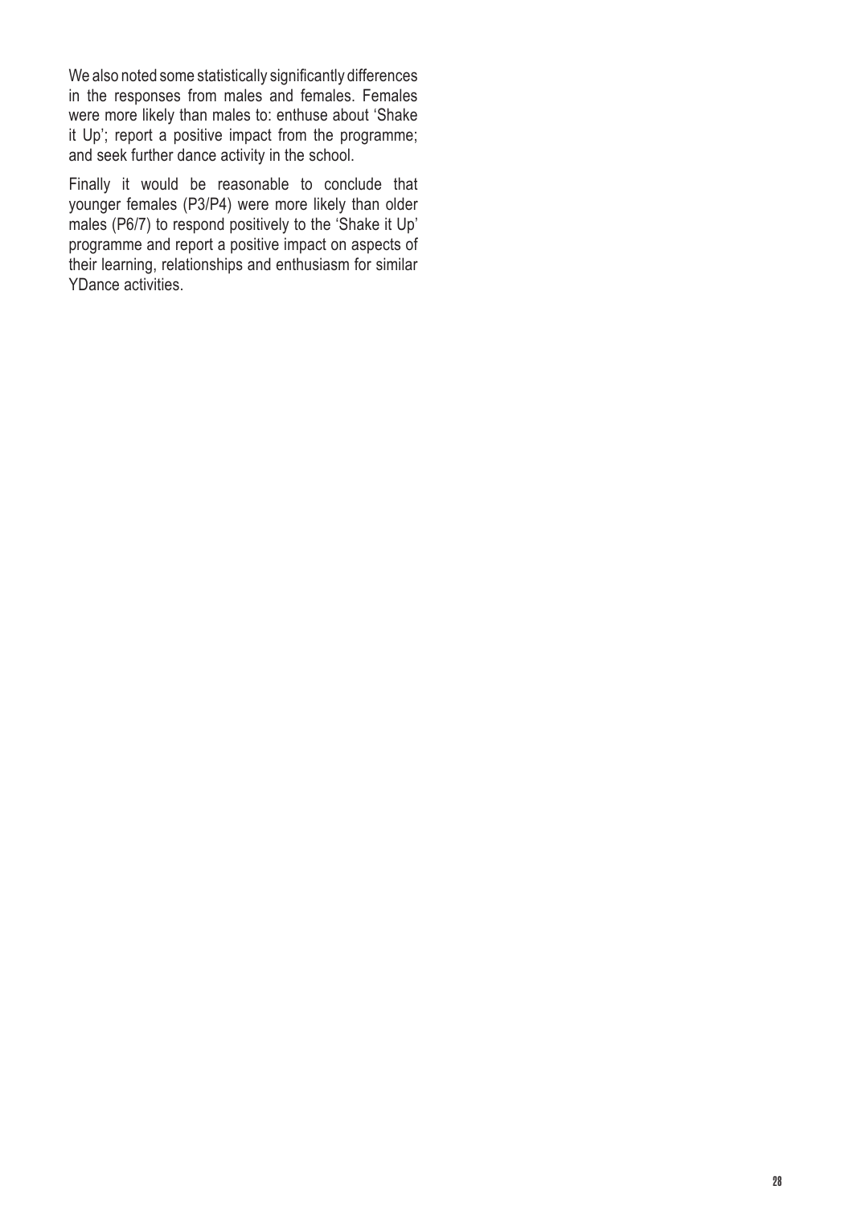We also noted some statistically significantly differences in the responses from males and females. Females were more likely than males to: enthuse about 'Shake it Up'; report a positive impact from the programme; and seek further dance activity in the school.

Finally it would be reasonable to conclude that younger females (P3/P4) were more likely than older males (P6/7) to respond positively to the 'Shake it Up' programme and report a positive impact on aspects of their learning, relationships and enthusiasm for similar YDance activities.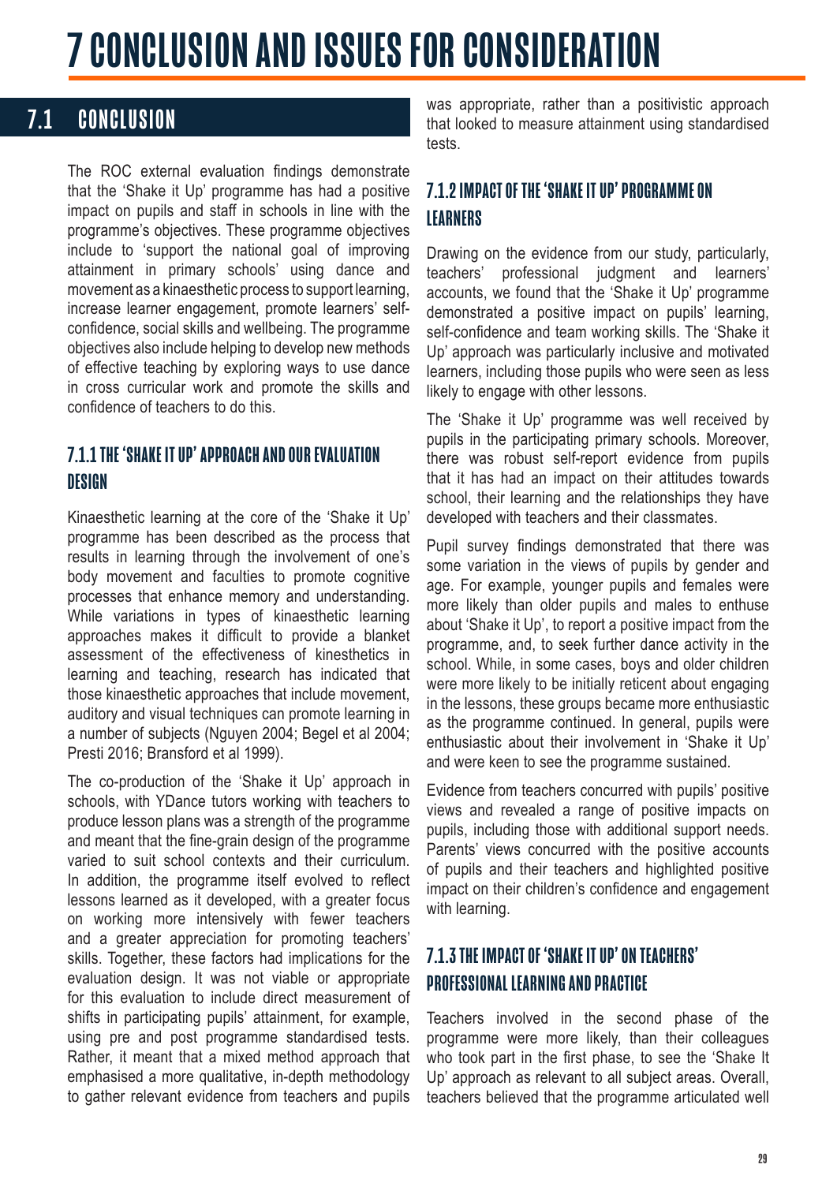# 7 CONCLUSION AND ISSUES FOR CONSIDERATION

## 7.1 CONCLUSION

The ROC external evaluation findings demonstrate that the 'Shake it Up' programme has had a positive impact on pupils and staff in schools in line with the programme's objectives. These programme objectives include to 'support the national goal of improving attainment in primary schools' using dance and movement as a kinaesthetic process to support learning, increase learner engagement, promote learners' self-confidence, social skills and wellbeing. The programme objectives also include helping to develop new methods of effective teaching by exploring ways to use dance in cross curricular work and promote the skills and confidence of teachers to do this.

### 7.1.1 THE 'SHAKE IT UP' APPROACH AND OUR EVALUATION DESIGN

Kinaesthetic learning at the core of the 'Shake it Up' programme has been described as the process that results in learning through the involvement of one's body movement and faculties to promote cognitive processes that enhance memory and understanding. While variations in types of kinaesthetic learning approaches makes it difficult to provide a blanket assessment of the effectiveness of kinesthetics in learning and teaching, research has indicated that those kinaesthetic approaches that include movement, auditory and visual techniques can promote learning in a number of subjects (Nguyen 2004; Begel et al 2004; Presti 2016; Bransford et al 1999).

The co-production of the 'Shake it Up' approach in schools, with YDance tutors working with teachers to produce lesson plans was a strength of the programme and meant that the fine-grain design of the programme varied to suit school contexts and their curriculum. In addition, the programme itself evolved to reflect lessons learned as it developed, with a greater focus on working more intensively with fewer teachers and a greater appreciation for promoting teachers' skills. Together, these factors had implications for the evaluation design. It was not viable or appropriate for this evaluation to include direct measurement of shifts in participating pupils' attainment, for example, using pre and post programme standardised tests. Rather, it meant that a mixed method approach that emphasised a more qualitative, in-depth methodology to gather relevant evidence from teachers and pupils was appropriate, rather than a positivistic approach that looked to measure attainment using standardised tests.

### 7.1.2 IMPACT OF THE 'SHAKE IT UP' PROGRAMME ON LEARNERS

Drawing on the evidence from our study, particularly, teachers' professional judgment and learners' accounts, we found that the 'Shake it Up' programme demonstrated a positive impact on pupils' learning, self-confidence and team working skills. The 'Shake it Up' approach was particularly inclusive and motivated learners, including those pupils who were seen as less likely to engage with other lessons.

The 'Shake it Up' programme was well received by pupils in the participating primary schools. Moreover, there was robust self-report evidence from pupils that it has had an impact on their attitudes towards school, their learning and the relationships they have developed with teachers and their classmates.

Pupil survey findings demonstrated that there was some variation in the views of pupils by gender and age. For example, younger pupils and females were more likely than older pupils and males to enthuse about 'Shake it Up', to report a positive impact from the programme, and, to seek further dance activity in the school. While, in some cases, boys and older children were more likely to be initially reticent about engaging in the lessons, these groups became more enthusiastic as the programme continued. In general, pupils were enthusiastic about their involvement in 'Shake it Up' and were keen to see the programme sustained.

Evidence from teachers concurred with pupils' positive views and revealed a range of positive impacts on pupils, including those with additional support needs. Parents' views concurred with the positive accounts of pupils and their teachers and highlighted positive impact on their children's confidence and engagement with learning.

### 7.1.3 THE IMPACT OF 'SHAKE IT UP' ON TEACHERS' PROFESSIONAL LEARNING AND PRACTICE

Teachers involved in the second phase of the programme were more likely, than their colleagues who took part in the first phase, to see the 'Shake It Up' approach as relevant to all subject areas. Overall, teachers believed that the programme articulated well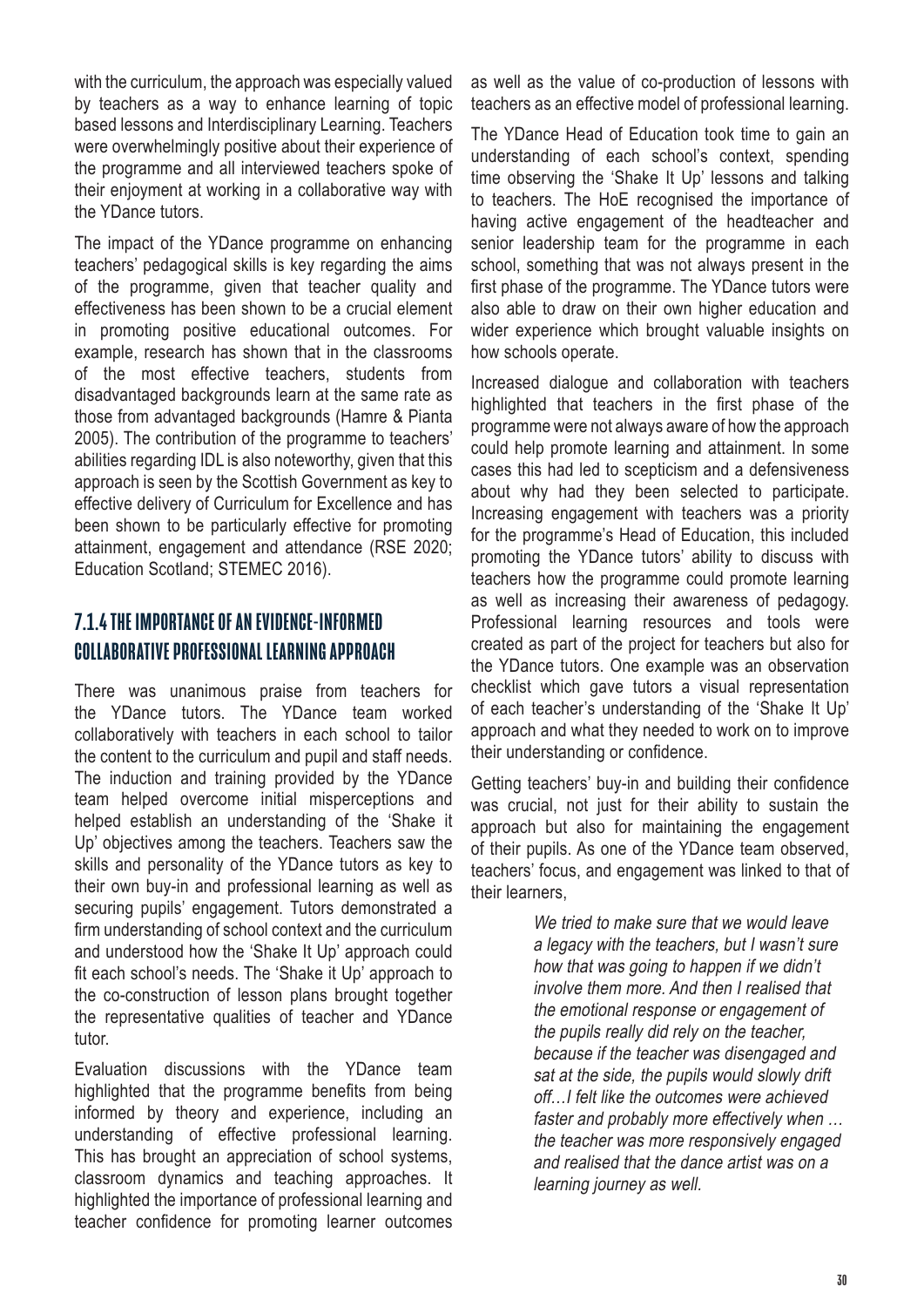with the curriculum, the approach was especially valued by teachers as a way to enhance learning of topic based lessons and Interdisciplinary Learning. Teachers were overwhelmingly positive about their experience of the programme and all interviewed teachers spoke of their enjoyment at working in a collaborative way with the YDance tutors.

The impact of the YDance programme on enhancing teachers' pedagogical skills is key regarding the aims of the programme, given that teacher quality and effectiveness has been shown to be a crucial element in promoting positive educational outcomes. For example, research has shown that in the classrooms of the most effective teachers, students from disadvantaged backgrounds learn at the same rate as those from advantaged backgrounds (Hamre & Pianta 2005). The contribution of the programme to teachers' abilities regarding IDL is also noteworthy, given that this approach is seen by the Scottish Government as key to effective delivery of Curriculum for Excellence and has been shown to be particularly effective for promoting attainment, engagement and attendance (RSE 2020; Education Scotland; STEMEC 2016).

### 7.1.4 THE IMPORTANCE OF AN EVIDENCE-INFORMED COLLABORATIVE PROFESSIONAL LEARNING APPROACH

There was unanimous praise from teachers for the YDance tutors. The YDance team worked collaboratively with teachers in each school to tailor the content to the curriculum and pupil and staff needs. The induction and training provided by the YDance team helped overcome initial misperceptions and helped establish an understanding of the 'Shake it Up' objectives among the teachers. Teachers saw the skills and personality of the YDance tutors as key to their own buy-in and professional learning as well as securing pupils' engagement. Tutors demonstrated a firm understanding of school context and the curriculum and understood how the 'Shake It Up' approach could fit each school's needs. The 'Shake it Up' approach to the co-construction of lesson plans brought together the representative qualities of teacher and YDance tutor.

Evaluation discussions with the YDance team highlighted that the programme benefits from being informed by theory and experience, including an understanding of effective professional learning. This has brought an appreciation of school systems, classroom dynamics and teaching approaches. It highlighted the importance of professional learning and teacher confidence for promoting learner outcomes as well as the value of co-production of lessons with teachers as an effective model of professional learning.

The YDance Head of Education took time to gain an understanding of each school's context, spending time observing the 'Shake It Up' lessons and talking to teachers. The HoE recognised the importance of having active engagement of the headteacher and senior leadership team for the programme in each school, something that was not always present in the first phase of the programme. The YDance tutors were also able to draw on their own higher education and wider experience which brought valuable insights on how schools operate.

Increased dialogue and collaboration with teachers highlighted that teachers in the first phase of the programme were not always aware of how the approach could help promote learning and attainment. In some cases this had led to scepticism and a defensiveness about why had they been selected to participate. Increasing engagement with teachers was a priority for the programme's Head of Education, this included promoting the YDance tutors' ability to discuss with teachers how the programme could promote learning as well as increasing their awareness of pedagogy. Professional learning resources and tools were created as part of the project for teachers but also for the YDance tutors. One example was an observation checklist which gave tutors a visual representation of each teacher's understanding of the 'Shake It Up' approach and what they needed to work on to improve their understanding or confidence.

Getting teachers' buy-in and building their confidence was crucial, not just for their ability to sustain the approach but also for maintaining the engagement of their pupils. As one of the YDance team observed, teachers' focus, and engagement was linked to that of their learners,

> *We tried to make sure that we would leave a legacy with the teachers, but I wasn't sure how that was going to happen if we didn't involve them more. And then I realised that the emotional response or engagement of the pupils really did rely on the teacher, because if the teacher was disengaged and sat at the side, the pupils would slowly drift off…I felt like the outcomes were achieved faster and probably more effectively when … the teacher was more responsively engaged and realised that the dance artist was on a learning journey as well.*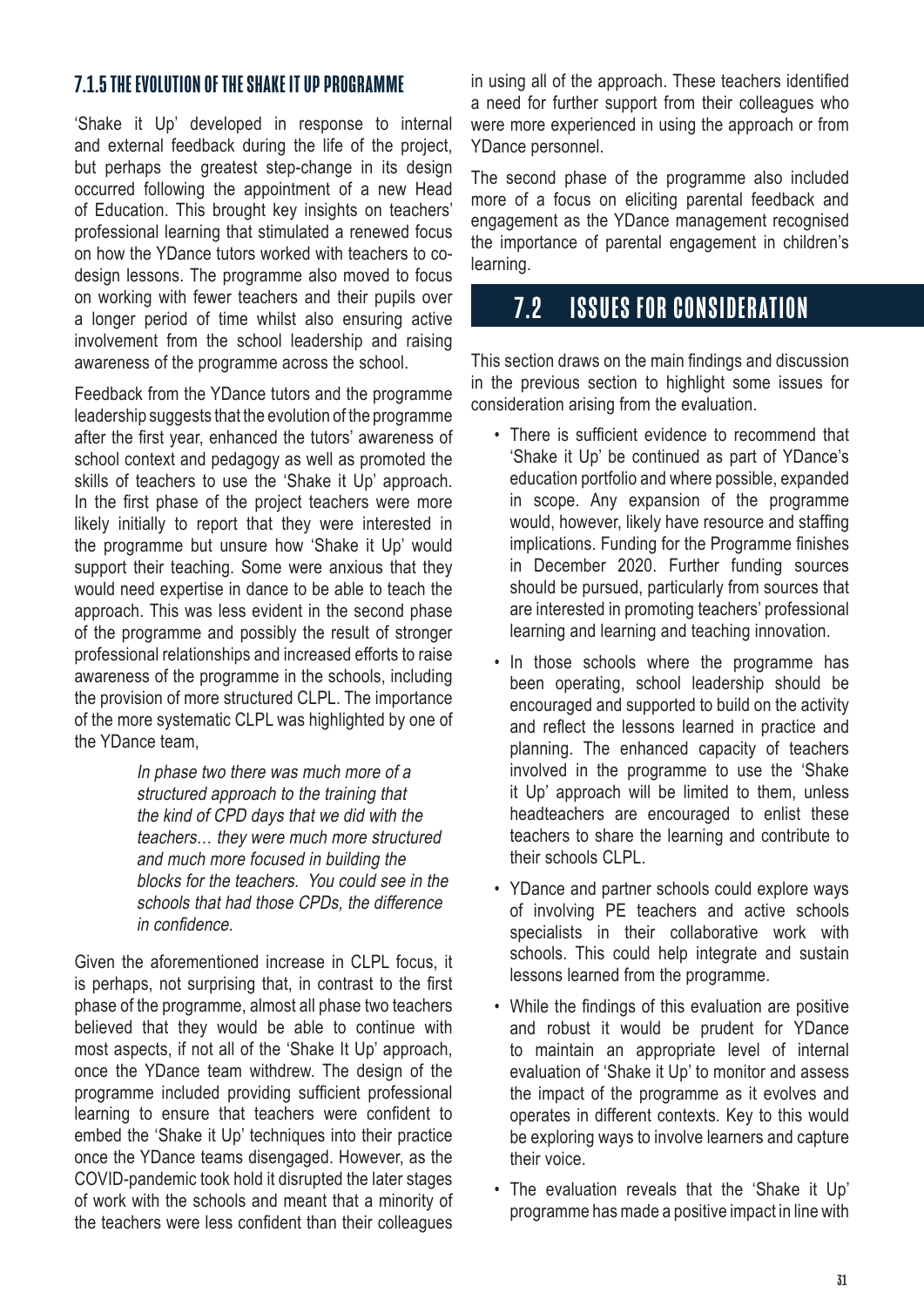### 7.1.5 THE EVOLUTION OF THE SHAKE IT UP PROGRAMME

'Shake it Up' developed in response to internal and external feedback during the life of the project, but perhaps the greatest step-change in its design occurred following the appointment of a new Head of Education. This brought key insights on teachers' professional learning that stimulated a renewed focus on how the YDance tutors worked with teachers to co-design lessons. The programme also moved to focus on working with fewer teachers and their pupils over a longer period of time whilst also ensuring active involvement from the school leadership and raising awareness of the programme across the school.

Feedback from the YDance tutors and the programme leadership suggests that the evolution of the programme after the first year, enhanced the tutors' awareness of school context and pedagogy as well as promoted the skills of teachers to use the 'Shake it Up' approach. In the first phase of the project teachers were more likely initially to report that they were interested in the programme but unsure how 'Shake it Up' would support their teaching. Some were anxious that they would need expertise in dance to be able to teach the approach. This was less evident in the second phase of the programme and possibly the result of stronger professional relationships and increased efforts to raise awareness of the programme in the schools, including the provision of more structured CLPL. The importance of the more systematic CLPL was highlighted by one of the YDance team,

> *In phase two there was much more of a structured approach to the training that the kind of CPD days that we did with the teachers… they were much more structured and much more focused in building the blocks for the teachers. You could see in the schools that had those CPDs, the difference in confidence.*

Given the aforementioned increase in CLPL focus, it is perhaps, not surprising that, in contrast to the first phase of the programme, almost all phase two teachers believed that they would be able to continue with most aspects, if not all of the 'Shake It Up' approach, once the YDance team withdrew. The design of the programme included providing sufficient professional learning to ensure that teachers were confident to embed the 'Shake it Up' techniques into their practice once the YDance teams disengaged. However, as the COVID-pandemic took hold it disrupted the later stages of work with the schools and meant that a minority of the teachers were less confident than their colleagues in using all of the approach. These teachers identified a need for further support from their colleagues who were more experienced in using the approach or from YDance personnel.

The second phase of the programme also included more of a focus on eliciting parental feedback and engagement as the YDance management recognised the importance of parental engagement in children's learning.

## 7.2 ISSUES FOR CONSIDERATION

This section draws on the main findings and discussion in the previous section to highlight some issues for consideration arising from the evaluation.

- There is sufficient evidence to recommend that 'Shake it Up' be continued as part of YDance's education portfolio and where possible, expanded in scope. Any expansion of the programme would, however, likely have resource and staffing implications. Funding for the Programme finishes in December 2020. Further funding sources should be pursued, particularly from sources that are interested in promoting teachers' professional learning and learning and teaching innovation.
- In those schools where the programme has been operating, school leadership should be encouraged and supported to build on the activity and reflect the lessons learned in practice and planning. The enhanced capacity of teachers involved in the programme to use the 'Shake it Up' approach will be limited to them, unless headteachers are encouraged to enlist these teachers to share the learning and contribute to their schools CLPL.
- YDance and partner schools could explore ways of involving PE teachers and active schools specialists in their collaborative work with schools. This could help integrate and sustain lessons learned from the programme.
- While the findings of this evaluation are positive and robust it would be prudent for YDance to maintain an appropriate level of internal evaluation of 'Shake it Up' to monitor and assess the impact of the programme as it evolves and operates in different contexts. Key to this would be exploring ways to involve learners and capture their voice.
- The evaluation reveals that the 'Shake it Up' programme has made a positive impact in line with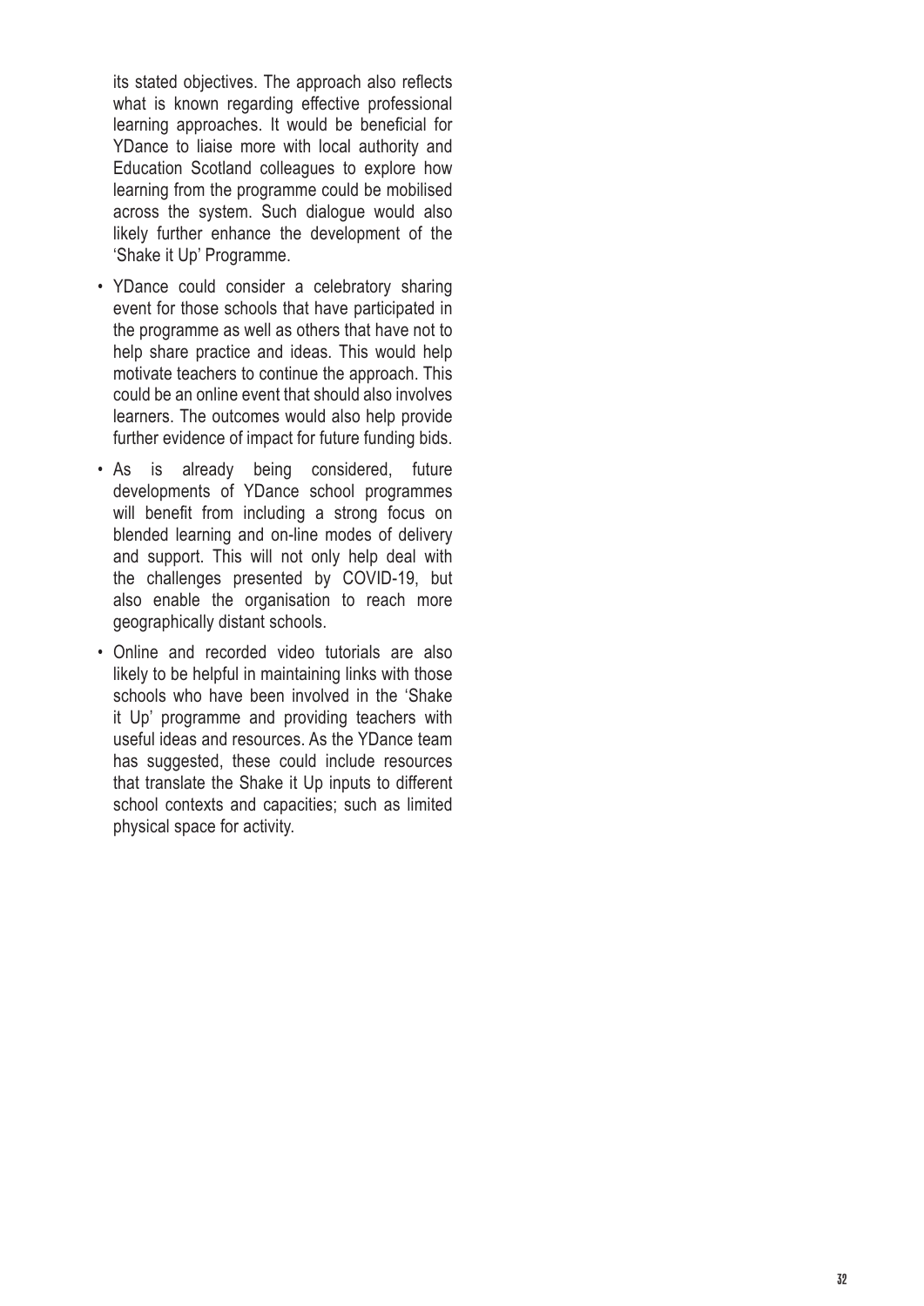its stated objectives. The approach also reflects what is known regarding effective professional learning approaches. It would be beneficial for YDance to liaise more with local authority and Education Scotland colleagues to explore how learning from the programme could be mobilised across the system. Such dialogue would also likely further enhance the development of the 'Shake it Up' Programme.

- YDance could consider a celebratory sharing event for those schools that have participated in the programme as well as others that have not to help share practice and ideas. This would help motivate teachers to continue the approach. This could be an online event that should also involves learners. The outcomes would also help provide further evidence of impact for future funding bids.
- As is already being considered, future developments of YDance school programmes will benefit from including a strong focus on blended learning and on-line modes of delivery and support. This will not only help deal with the challenges presented by COVID-19, but also enable the organisation to reach more geographically distant schools.
- Online and recorded video tutorials are also likely to be helpful in maintaining links with those schools who have been involved in the 'Shake it Up' programme and providing teachers with useful ideas and resources. As the YDance team has suggested, these could include resources that translate the Shake it Up inputs to different school contexts and capacities; such as limited physical space for activity.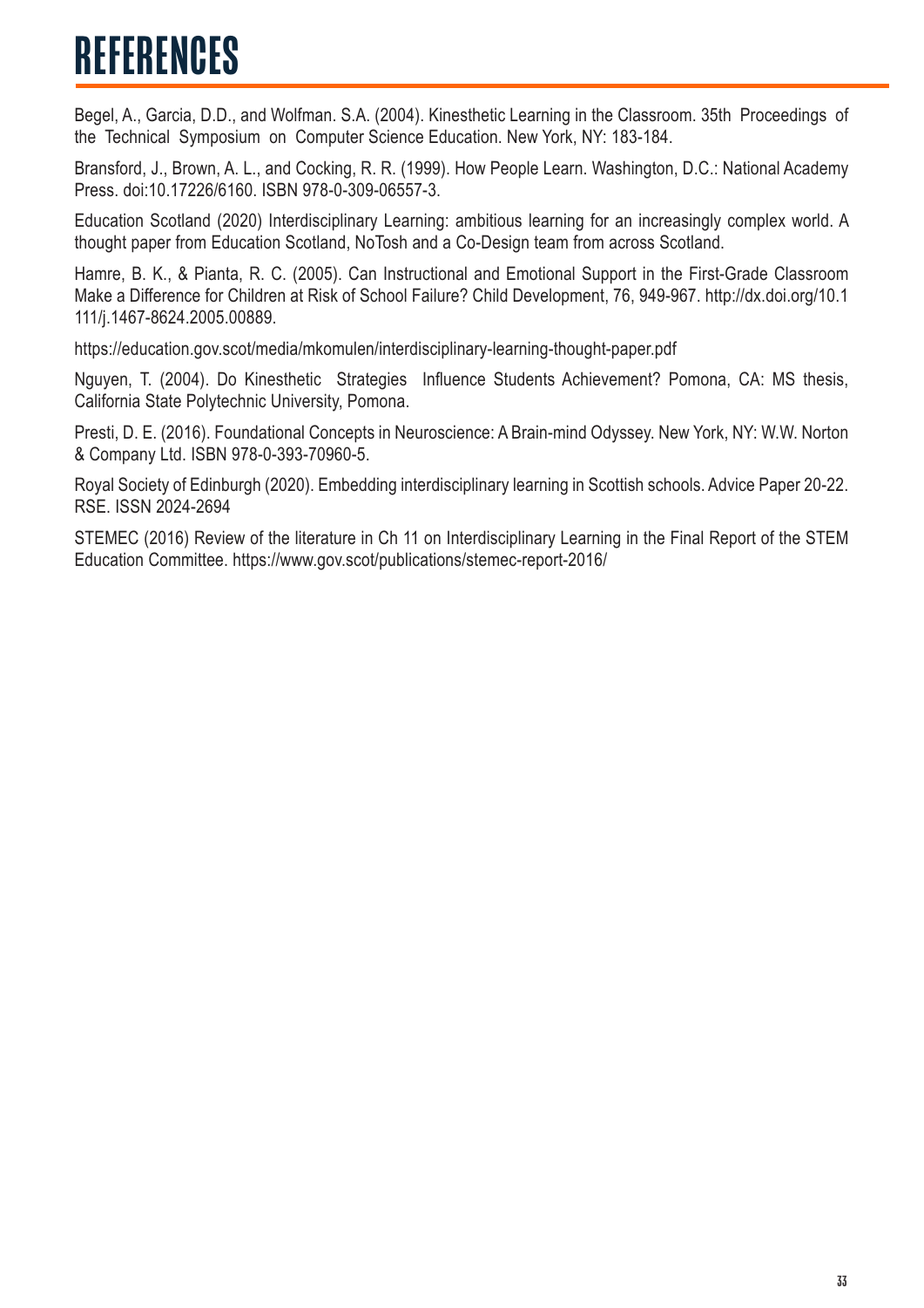# REFERENCES

Begel, A., Garcia, D.D., and Wolfman. S.A. (2004). Kinesthetic Learning in the Classroom. 35th Proceedings of the Technical Symposium on Computer Science Education. New York, NY: 183-184.

Bransford, J., Brown, A. L., and Cocking, R. R. (1999). How People Learn. Washington, D.C.: National Academy Press. doi:10.17226/6160. ISBN 978-0-309-06557-3.

Education Scotland (2020) Interdisciplinary Learning: ambitious learning for an increasingly complex world. A thought paper from Education Scotland, NoTosh and a Co-Design team from across Scotland.

Hamre, B. K., & Pianta, R. C. (2005). Can Instructional and Emotional Support in the First-Grade Classroom Make a Difference for Children at Risk of School Failure? Child Development, 76, 949-967. http://dx.doi.org/10.1111/j.1467-8624.2005.00889.

https://education.gov.scot/media/mkomulen/interdisciplinary-learning-thought-paper.pdf

Nguyen, T. (2004). Do Kinesthetic Strategies Influence Students Achievement? Pomona, CA: MS thesis, California State Polytechnic University, Pomona.

Presti, D. E. (2016). Foundational Concepts in Neuroscience: A Brain-mind Odyssey. New York, NY: W.W. Norton & Company Ltd. ISBN 978-0-393-70960-5.

Royal Society of Edinburgh (2020). Embedding interdisciplinary learning in Scottish schools. Advice Paper 20-22. RSE. ISSN 2024-2694

STEMEC (2016) Review of the literature in Ch 11 on Interdisciplinary Learning in the Final Report of the STEM Education Committee. https://www.gov.scot/publications/stemec-report-2016/